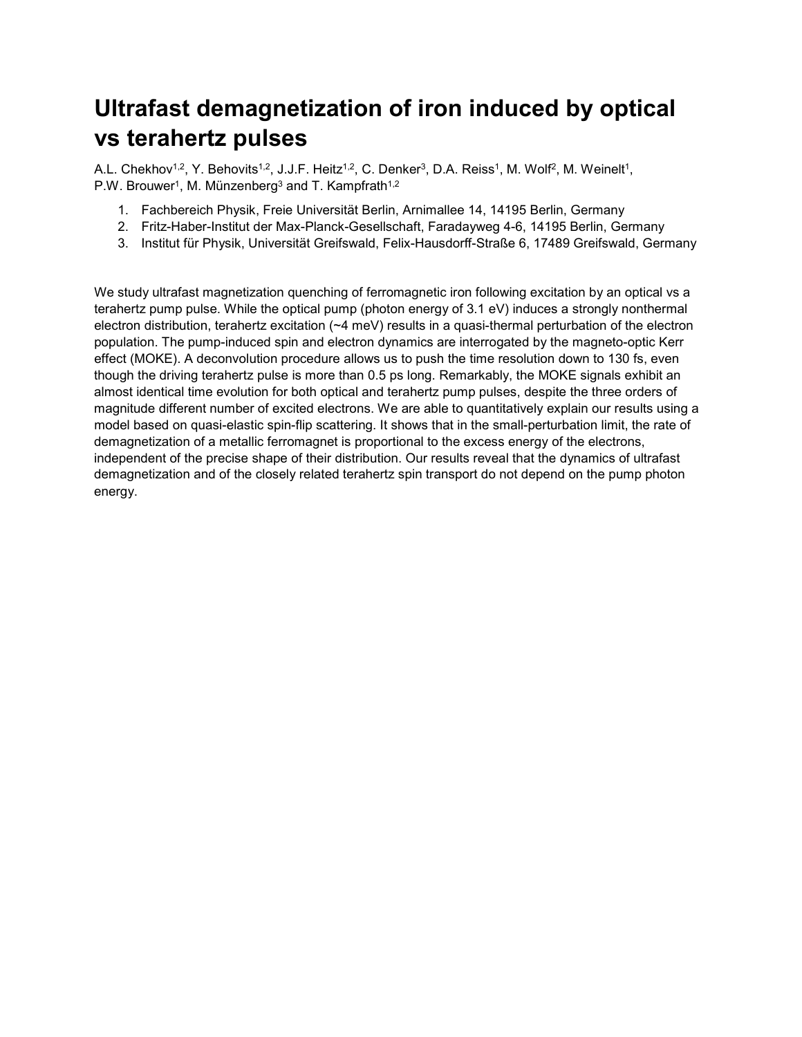# Ultrafast demagnetization of iron induced by optical vs terahertz pulses

A.L. Chekhov[1,2], Y. Behovits[1,2], J.J.F. Heitz[1,2], C. Denker[3], D.A. Reiss[1], M. Wolf[2], M. Weinelt[1], P.W. Brouwer[1], M. Münzenberg[3] and T. Kampfrath[1,2]

1. Fachbereich Physik, Freie Universität Berlin, Arnimallee 14, 14195 Berlin, Germany
2. Fritz-Haber-Institut der Max-Planck-Gesellschaft, Faradayweg 4-6, 14195 Berlin, Germany
3. Institut für Physik, Universität Greifswald, Felix-Hausdorff-Straße 6, 17489 Greifswald, Germany

We study ultrafast magnetization quenching of ferromagnetic iron following excitation by an optical vs a terahertz pump pulse. While the optical pump (photon energy of 3.1 eV) induces a strongly nonthermal electron distribution, terahertz excitation (~4 meV) results in a quasi-thermal perturbation of the electron population. The pump-induced spin and electron dynamics are interrogated by the magneto-optic Kerr effect (MOKE). A deconvolution procedure allows us to push the time resolution down to 130 fs, even though the driving terahertz pulse is more than 0.5 ps long. Remarkably, the MOKE signals exhibit an almost identical time evolution for both optical and terahertz pump pulses, despite the three orders of magnitude different number of excited electrons. We are able to quantitatively explain our results using a model based on quasi-elastic spin-flip scattering. It shows that in the small-perturbation limit, the rate of demagnetization of a metallic ferromagnet is proportional to the excess energy of the electrons, independent of the precise shape of their distribution. Our results reveal that the dynamics of ultrafast demagnetization and of the closely related terahertz spin transport do not depend on the pump photon energy.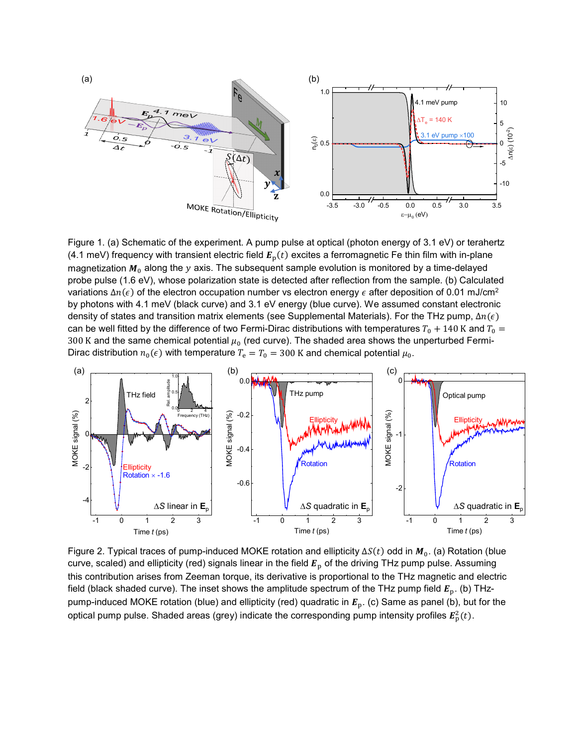Figure 1. (a) Schematic of the experiment. A pump pulse at optical (photon energy of 3.1 eV) or terahertz (4.1 meV) frequency with transient electric field $\boldsymbol{E}_{\mathrm{p}}(t)$ excites a ferromagnetic Fe thin film with in-plane magnetization $\boldsymbol{M}_0$ along the $y$ axis. The subsequent sample evolution is monitored by a time-delayed probe pulse (1.6 eV), whose polarization state is detected after reflection from the sample. (b) Calculated variations $\Delta n(\epsilon)$ of the electron occupation number vs electron energy $\epsilon$ after deposition of 0.01 mJ/cm$^2$ by photons with 4.1 meV (black curve) and 3.1 eV energy (blue curve). We assumed constant electronic density of states and transition matrix elements (see Supplemental Materials). For the THz pump, $\Delta n(\epsilon)$ can be well fitted by the difference of two Fermi-Dirac distributions with temperatures $T_0 + 140\,\mathrm{K}$ and $T_0 = 300\,\mathrm{K}$ and the same chemical potential $\mu_0$ (red curve). The shaded area shows the unperturbed Fermi-Dirac distribution $n_0(\epsilon)$ with temperature $T_\mathrm{e} = T_0 = 300\,\mathrm{K}$ and chemical potential $\mu_0$.

Figure 2. Typical traces of pump-induced MOKE rotation and ellipticity $\Delta S(t)$ odd in $\boldsymbol{M}_0$. (a) Rotation (blue curve, scaled) and ellipticity (red) signals linear in the field $\boldsymbol{E}_{\mathrm{p}}$ of the driving THz pump pulse. Assuming this contribution arises from Zeeman torque, its derivative is proportional to the THz magnetic and electric field (black shaded curve). The inset shows the amplitude spectrum of the THz pump field $\boldsymbol{E}_{\mathrm{p}}$. (b) THz-pump-induced MOKE rotation (blue) and ellipticity (red) quadratic in $\boldsymbol{E}_{\mathrm{p}}$. (c) Same as panel (b), but for the optical pump pulse. Shaded areas (grey) indicate the corresponding pump intensity profiles $\boldsymbol{E}_{\mathrm{p}}^2(t)$.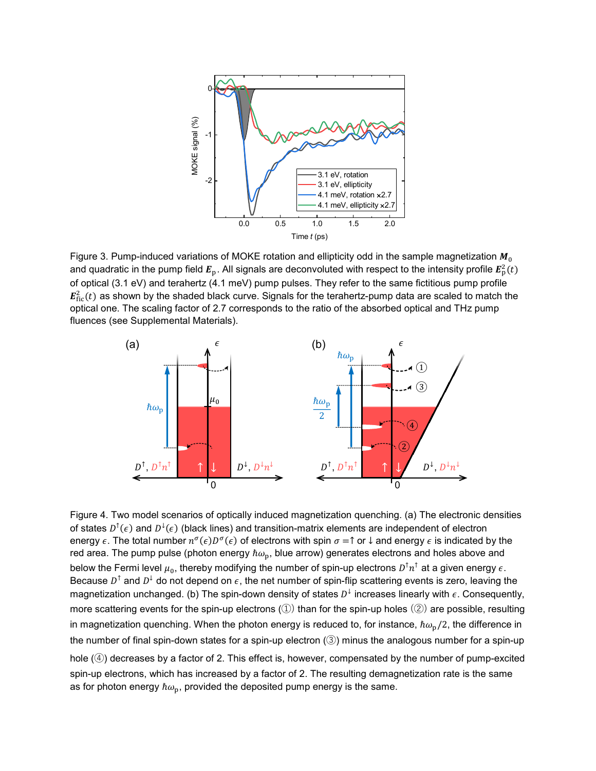Figure 3. Pump-induced variations of MOKE rotation and ellipticity odd in the sample magnetization $\boldsymbol{M}_0$ and quadratic in the pump field $\boldsymbol{E}_\mathrm{p}$. All signals are deconvoluted with respect to the intensity profile $\boldsymbol{E}_\mathrm{p}^2(t)$ of optical (3.1 eV) and terahertz (4.1 meV) pump pulses. They refer to the same fictitious pump profile $\boldsymbol{E}_\mathrm{fic}^2(t)$ as shown by the shaded black curve. Signals for the terahertz-pump data are scaled to match the optical one. The scaling factor of 2.7 corresponds to the ratio of the absorbed optical and THz pump fluences (see Supplemental Materials).

Figure 4. Two model scenarios of optically induced magnetization quenching. (a) The electronic densities of states $D^\uparrow(\epsilon)$ and $D^\downarrow(\epsilon)$ (black lines) and transition-matrix elements are independent of electron energy $\epsilon$. The total number $n^\sigma(\epsilon)D^\sigma(\epsilon)$ of electrons with spin $\sigma = \uparrow$ or $\downarrow$ and energy $\epsilon$ is indicated by the red area. The pump pulse (photon energy $\hbar\omega_\mathrm{p}$, blue arrow) generates electrons and holes above and below the Fermi level $\mu_0$, thereby modifying the number of spin-up electrons $D^\uparrow n^\uparrow$ at a given energy $\epsilon$. Because $D^\uparrow$ and $D^\downarrow$ do not depend on $\epsilon$, the net number of spin-flip scattering events is zero, leaving the magnetization unchanged. (b) The spin-down density of states $D^\downarrow$ increases linearly with $\epsilon$. Consequently, more scattering events for the spin-up electrons (①) than for the spin-up holes (②) are possible, resulting in magnetization quenching. When the photon energy is reduced to, for instance, $\hbar\omega_\mathrm{p}/2$, the difference in the number of final spin-down states for a spin-up electron (③) minus the analogous number for a spin-up hole (④) decreases by a factor of 2. This effect is, however, compensated by the number of pump-excited spin-up electrons, which has increased by a factor of 2. The resulting demagnetization rate is the same as for photon energy $\hbar\omega_\mathrm{p}$, provided the deposited pump energy is the same.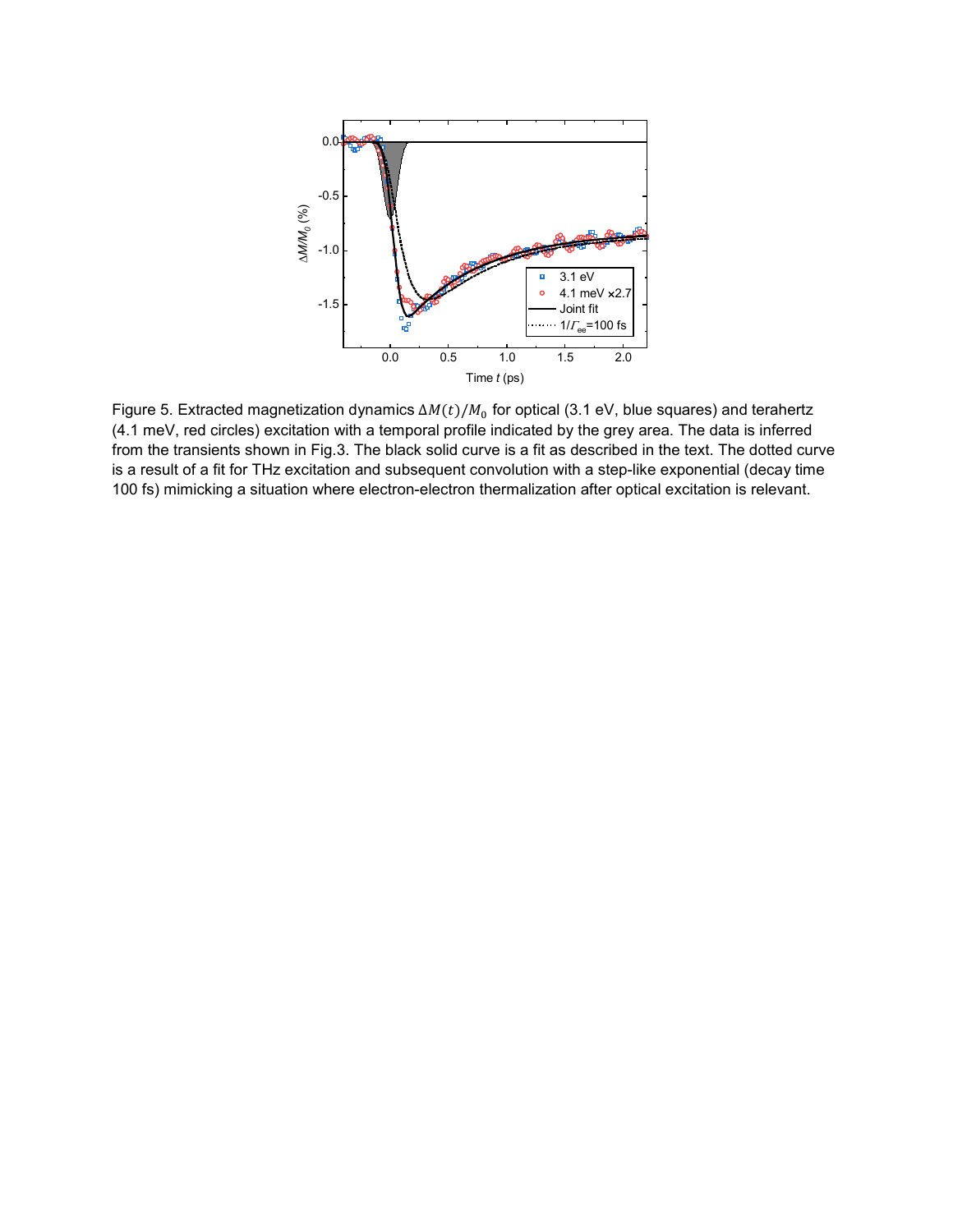Figure 5. Extracted magnetization dynamics $\Delta M(t)/M_0$ for optical (3.1 eV, blue squares) and terahertz (4.1 meV, red circles) excitation with a temporal profile indicated by the grey area. The data is inferred from the transients shown in Fig.3. The black solid curve is a fit as described in the text. The dotted curve is a result of a fit for THz excitation and subsequent convolution with a step-like exponential (decay time 100 fs) mimicking a situation where electron-electron thermalization after optical excitation is relevant.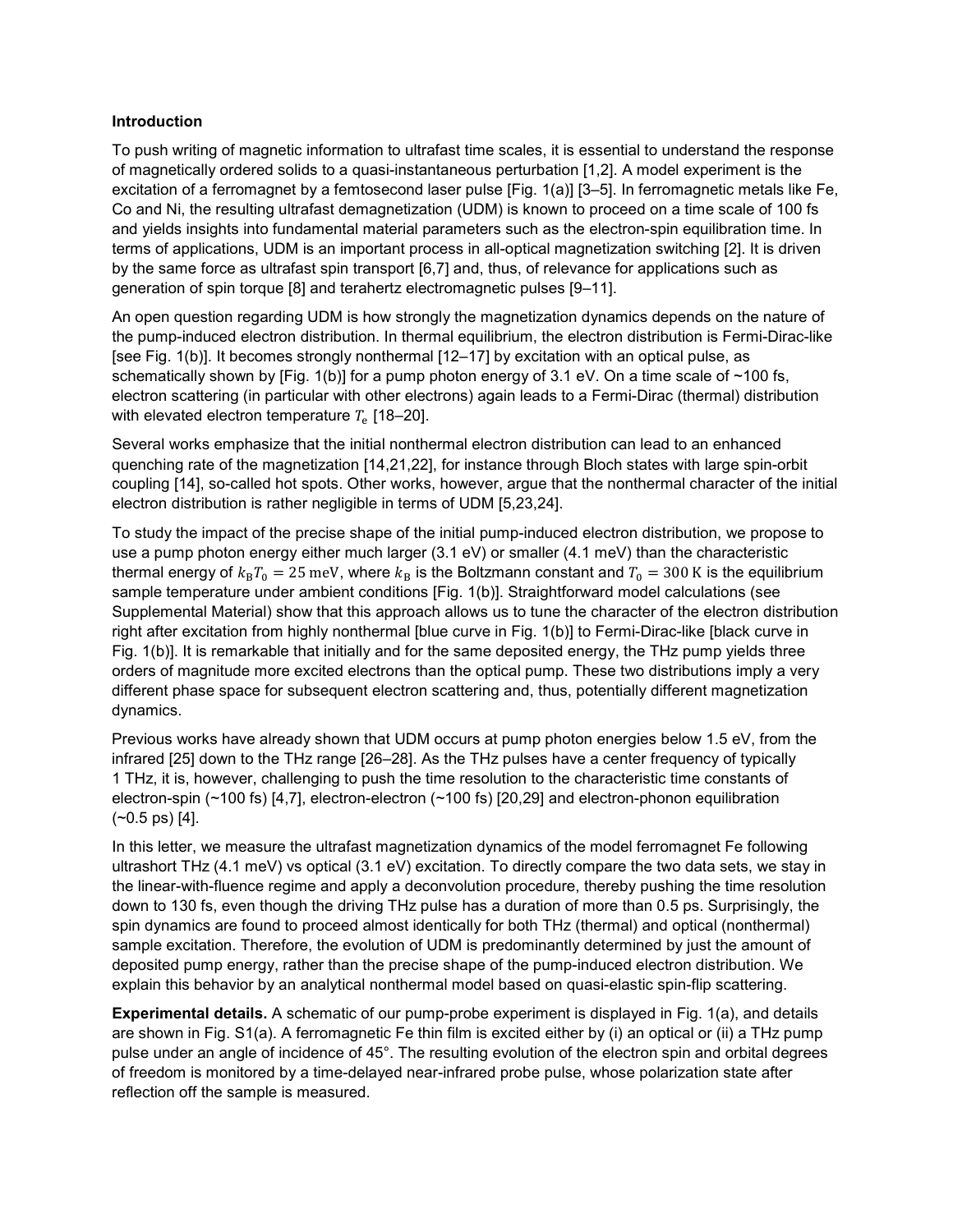### Introduction

To push writing of magnetic information to ultrafast time scales, it is essential to understand the response of magnetically ordered solids to a quasi-instantaneous perturbation [1,2]. A model experiment is the excitation of a ferromagnet by a femtosecond laser pulse [Fig. 1(a)] [3–5]. In ferromagnetic metals like Fe, Co and Ni, the resulting ultrafast demagnetization (UDM) is known to proceed on a time scale of 100 fs and yields insights into fundamental material parameters such as the electron-spin equilibration time. In terms of applications, UDM is an important process in all-optical magnetization switching [2]. It is driven by the same force as ultrafast spin transport [6,7] and, thus, of relevance for applications such as generation of spin torque [8] and terahertz electromagnetic pulses [9–11].

An open question regarding UDM is how strongly the magnetization dynamics depends on the nature of the pump-induced electron distribution. In thermal equilibrium, the electron distribution is Fermi-Dirac-like [see Fig. 1(b)]. It becomes strongly nonthermal [12–17] by excitation with an optical pulse, as schematically shown by [Fig. 1(b)] for a pump photon energy of 3.1 eV. On a time scale of ~100 fs, electron scattering (in particular with other electrons) again leads to a Fermi-Dirac (thermal) distribution with elevated electron temperature $T_\mathrm{e}$ [18–20].

Several works emphasize that the initial nonthermal electron distribution can lead to an enhanced quenching rate of the magnetization [14,21,22], for instance through Bloch states with large spin-orbit coupling [14], so-called hot spots. Other works, however, argue that the nonthermal character of the initial electron distribution is rather negligible in terms of UDM [5,23,24].

To study the impact of the precise shape of the initial pump-induced electron distribution, we propose to use a pump photon energy either much larger (3.1 eV) or smaller (4.1 meV) than the characteristic thermal energy of $k_\mathrm{B}T_0 = 25\ \mathrm{meV}$, where $k_\mathrm{B}$ is the Boltzmann constant and $T_0 = 300\ \mathrm{K}$ is the equilibrium sample temperature under ambient conditions [Fig. 1(b)]. Straightforward model calculations (see Supplemental Material) show that this approach allows us to tune the character of the electron distribution right after excitation from highly nonthermal [blue curve in Fig. 1(b)] to Fermi-Dirac-like [black curve in Fig. 1(b)]. It is remarkable that initially and for the same deposited energy, the THz pump yields three orders of magnitude more excited electrons than the optical pump. These two distributions imply a very different phase space for subsequent electron scattering and, thus, potentially different magnetization dynamics.

Previous works have already shown that UDM occurs at pump photon energies below 1.5 eV, from the infrared [25] down to the THz range [26–28]. As the THz pulses have a center frequency of typically 1 THz, it is, however, challenging to push the time resolution to the characteristic time constants of electron-spin (~100 fs) [4,7], electron-electron (~100 fs) [20,29] and electron-phonon equilibration (~0.5 ps) [4].

In this letter, we measure the ultrafast magnetization dynamics of the model ferromagnet Fe following ultrashort THz (4.1 meV) vs optical (3.1 eV) excitation. To directly compare the two data sets, we stay in the linear-with-fluence regime and apply a deconvolution procedure, thereby pushing the time resolution down to 130 fs, even though the driving THz pulse has a duration of more than 0.5 ps. Surprisingly, the spin dynamics are found to proceed almost identically for both THz (thermal) and optical (nonthermal) sample excitation. Therefore, the evolution of UDM is predominantly determined by just the amount of deposited pump energy, rather than the precise shape of the pump-induced electron distribution. We explain this behavior by an analytical nonthermal model based on quasi-elastic spin-flip scattering.

**Experimental details.** A schematic of our pump-probe experiment is displayed in Fig. 1(a), and details are shown in Fig. S1(a). A ferromagnetic Fe thin film is excited either by (i) an optical or (ii) a THz pump pulse under an angle of incidence of 45°. The resulting evolution of the electron spin and orbital degrees of freedom is monitored by a time-delayed near-infrared probe pulse, whose polarization state after reflection off the sample is measured.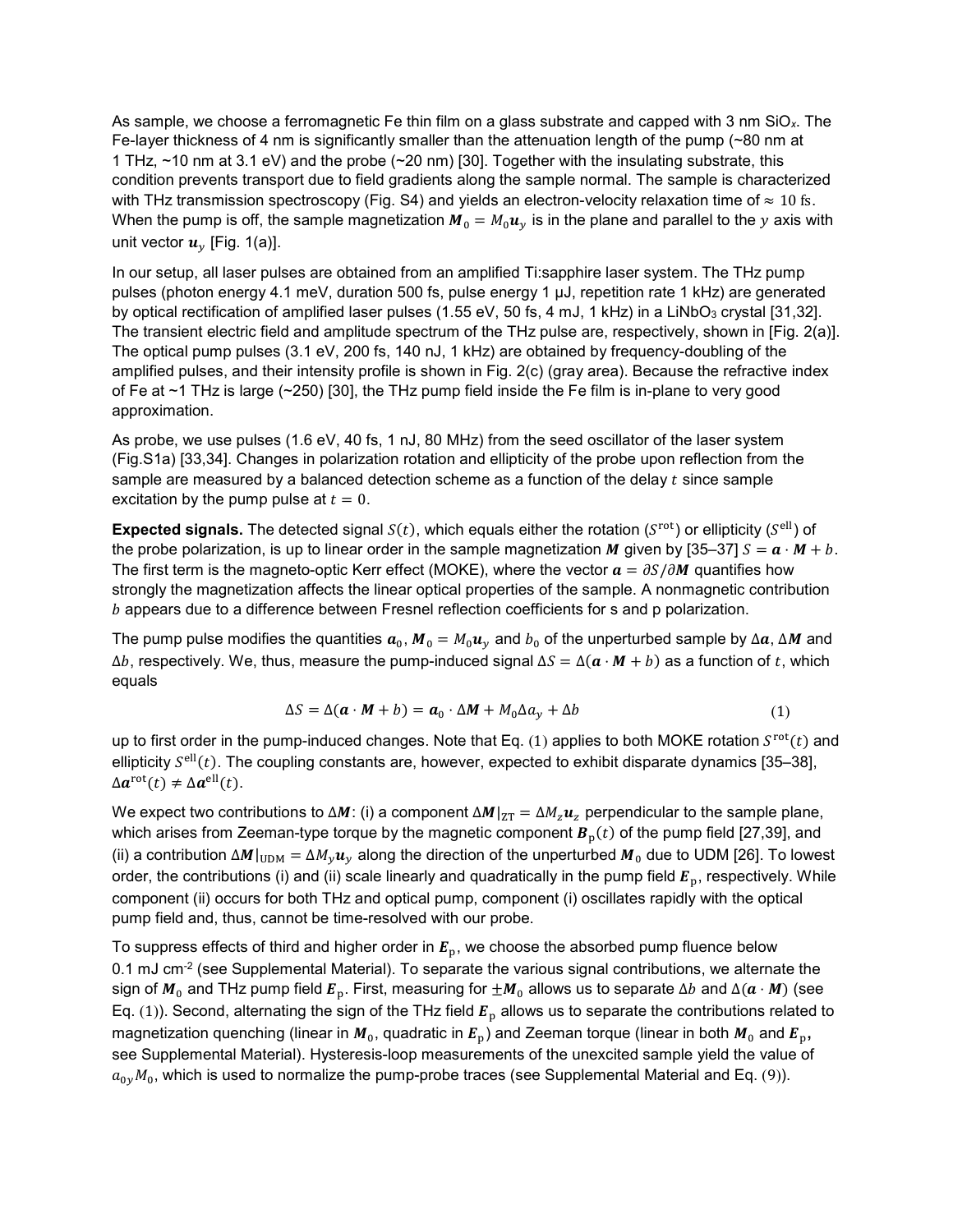As sample, we choose a ferromagnetic Fe thin film on a glass substrate and capped with 3 nm $SiO_x$. The Fe-layer thickness of 4 nm is significantly smaller than the attenuation length of the pump (~80 nm at 1 THz, ~10 nm at 3.1 eV) and the probe (~20 nm) [30]. Together with the insulating substrate, this condition prevents transport due to field gradients along the sample normal. The sample is characterized with THz transmission spectroscopy (Fig. S4) and yields an electron-velocity relaxation time of $\approx 10$ fs. When the pump is off, the sample magnetization $\boldsymbol{M}_0 = M_0\boldsymbol{u}_y$ is in the plane and parallel to the $y$ axis with unit vector $\boldsymbol{u}_y$ [Fig. 1(a)].

In our setup, all laser pulses are obtained from an amplified Ti:sapphire laser system. The THz pump pulses (photon energy 4.1 meV, duration 500 fs, pulse energy 1 μJ, repetition rate 1 kHz) are generated by optical rectification of amplified laser pulses (1.55 eV, 50 fs, 4 mJ, 1 kHz) in a $LiNbO_3$ crystal [31,32]. The transient electric field and amplitude spectrum of the THz pulse are, respectively, shown in [Fig. 2(a)]. The optical pump pulses (3.1 eV, 200 fs, 140 nJ, 1 kHz) are obtained by frequency-doubling of the amplified pulses, and their intensity profile is shown in Fig. 2(c) (gray area). Because the refractive index of Fe at ~1 THz is large (~250) [30], the THz pump field inside the Fe film is in-plane to very good approximation.

As probe, we use pulses (1.6 eV, 40 fs, 1 nJ, 80 MHz) from the seed oscillator of the laser system (Fig.S1a) [33,34]. Changes in polarization rotation and ellipticity of the probe upon reflection from the sample are measured by a balanced detection scheme as a function of the delay $t$ since sample excitation by the pump pulse at $t = 0$.

**Expected signals.** The detected signal $S(t)$, which equals either the rotation ($S^{\mathrm{rot}}$) or ellipticity ($S^{\mathrm{ell}}$) of the probe polarization, is up to linear order in the sample magnetization $\boldsymbol{M}$ given by [35–37] $S = \boldsymbol{a} \cdot \boldsymbol{M} + b$. The first term is the magneto-optic Kerr effect (MOKE), where the vector $\boldsymbol{a} = \partial S/\partial \boldsymbol{M}$ quantifies how strongly the magnetization affects the linear optical properties of the sample. A nonmagnetic contribution $b$ appears due to a difference between Fresnel reflection coefficients for s and p polarization.

The pump pulse modifies the quantities $\boldsymbol{a}_0$, $\boldsymbol{M}_0 = M_0\boldsymbol{u}_y$ and $b_0$ of the unperturbed sample by $\Delta\boldsymbol{a}$, $\Delta\boldsymbol{M}$ and $\Delta b$, respectively. We, thus, measure the pump-induced signal $\Delta S = \Delta(\boldsymbol{a} \cdot \boldsymbol{M} + b)$ as a function of $t$, which equals

$$\Delta S = \Delta(\boldsymbol{a} \cdot \boldsymbol{M} + b) = \boldsymbol{a}_0 \cdot \Delta\boldsymbol{M} + M_0 \Delta a_y + \Delta b \tag{1}$$

up to first order in the pump-induced changes. Note that Eq. (1) applies to both MOKE rotation $S^{\mathrm{rot}}(t)$ and ellipticity $S^{\mathrm{ell}}(t)$. The coupling constants are, however, expected to exhibit disparate dynamics [35–38], $\Delta\boldsymbol{a}^{\mathrm{rot}}(t) \neq \Delta\boldsymbol{a}^{\mathrm{ell}}(t)$.

We expect two contributions to $\Delta\boldsymbol{M}$: (i) a component $\Delta\boldsymbol{M}|_{\mathrm{ZT}} = \Delta M_z \boldsymbol{u}_z$ perpendicular to the sample plane, which arises from Zeeman-type torque by the magnetic component $\boldsymbol{B}_{\mathrm{p}}(t)$ of the pump field [27,39], and (ii) a contribution $\Delta\boldsymbol{M}|_{\mathrm{UDM}} = \Delta M_y \boldsymbol{u}_y$ along the direction of the unperturbed $\boldsymbol{M}_0$ due to UDM [26]. To lowest order, the contributions (i) and (ii) scale linearly and quadratically in the pump field $\boldsymbol{E}_{\mathrm{p}}$, respectively. While component (ii) occurs for both THz and optical pump, component (i) oscillates rapidly with the optical pump field and, thus, cannot be time-resolved with our probe.

To suppress effects of third and higher order in $\boldsymbol{E}_{\mathrm{p}}$, we choose the absorbed pump fluence below 0.1 mJ $\mathrm{cm}^{-2}$ (see Supplemental Material). To separate the various signal contributions, we alternate the sign of $\boldsymbol{M}_0$ and THz pump field $\boldsymbol{E}_{\mathrm{p}}$. First, measuring for $\pm\boldsymbol{M}_0$ allows us to separate $\Delta b$ and $\Delta(\boldsymbol{a} \cdot \boldsymbol{M})$ (see Eq. (1)). Second, alternating the sign of the THz field $\boldsymbol{E}_{\mathrm{p}}$ allows us to separate the contributions related to magnetization quenching (linear in $\boldsymbol{M}_0$, quadratic in $\boldsymbol{E}_{\mathrm{p}}$) and Zeeman torque (linear in both $\boldsymbol{M}_0$ and $\boldsymbol{E}_{\mathrm{p}}$, see Supplemental Material). Hysteresis-loop measurements of the unexcited sample yield the value of $a_{0y}M_0$, which is used to normalize the pump-probe traces (see Supplemental Material and Eq. (9)).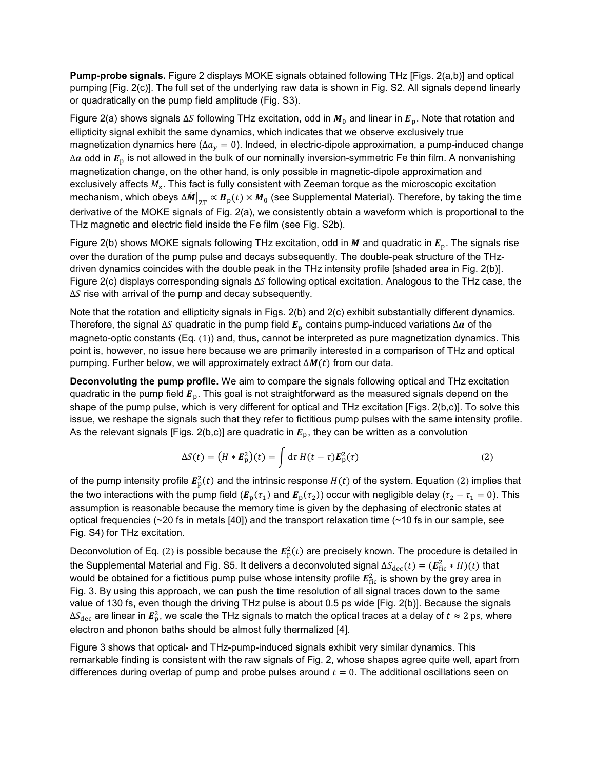**Pump-probe signals.** Figure 2 displays MOKE signals obtained following THz [Figs. 2(a,b)] and optical pumping [Fig. 2(c)]. The full set of the underlying raw data is shown in Fig. S2. All signals depend linearly or quadratically on the pump field amplitude (Fig. S3).

Figure 2(a) shows signals $\Delta S$ following THz excitation, odd in $\boldsymbol{M}_0$ and linear in $\boldsymbol{E}_\mathrm{p}$. Note that rotation and ellipticity signal exhibit the same dynamics, which indicates that we observe exclusively true magnetization dynamics here ($\Delta a_y = 0$). Indeed, in electric-dipole approximation, a pump-induced change $\Delta \boldsymbol{a}$ odd in $\boldsymbol{E}_\mathrm{p}$ is not allowed in the bulk of our nominally inversion-symmetric Fe thin film. A nonvanishing magnetization change, on the other hand, is only possible in magnetic-dipole approximation and exclusively affects $M_z$. This fact is fully consistent with Zeeman torque as the microscopic excitation mechanism, which obeys $\Delta \dot{\boldsymbol{M}}\big|_\mathrm{ZT} \propto \boldsymbol{B}_\mathrm{p}(t) \times \boldsymbol{M}_0$ (see Supplemental Material). Therefore, by taking the time derivative of the MOKE signals of Fig. 2(a), we consistently obtain a waveform which is proportional to the THz magnetic and electric field inside the Fe film (see Fig. S2b).

Figure 2(b) shows MOKE signals following THz excitation, odd in $\boldsymbol{M}$ and quadratic in $\boldsymbol{E}_\mathrm{p}$. The signals rise over the duration of the pump pulse and decays subsequently. The double-peak structure of the THz-driven dynamics coincides with the double peak in the THz intensity profile [shaded area in Fig. 2(b)]. Figure 2(c) displays corresponding signals $\Delta S$ following optical excitation. Analogous to the THz case, the $\Delta S$ rise with arrival of the pump and decay subsequently.

Note that the rotation and ellipticity signals in Figs. 2(b) and 2(c) exhibit substantially different dynamics. Therefore, the signal $\Delta S$ quadratic in the pump field $\boldsymbol{E}_\mathrm{p}$ contains pump-induced variations $\Delta \boldsymbol{a}$ of the magneto-optic constants (Eq. (1)) and, thus, cannot be interpreted as pure magnetization dynamics. This point is, however, no issue here because we are primarily interested in a comparison of THz and optical pumping. Further below, we will approximately extract $\Delta \boldsymbol{M}(t)$ from our data.

**Deconvoluting the pump profile.** We aim to compare the signals following optical and THz excitation quadratic in the pump field $\boldsymbol{E}_\mathrm{p}$. This goal is not straightforward as the measured signals depend on the shape of the pump pulse, which is very different for optical and THz excitation [Figs. 2(b,c)]. To solve this issue, we reshape the signals such that they refer to fictitious pump pulses with the same intensity profile. As the relevant signals [Figs. 2(b,c)] are quadratic in $\boldsymbol{E}_\mathrm{p}$, they can be written as a convolution

$$\Delta S(t) = \left(H * \boldsymbol{E}_\mathrm{p}^2\right)(t) = \int \mathrm{d}\tau \, H(t-\tau) \boldsymbol{E}_\mathrm{p}^2(\tau) \tag{2}$$

of the pump intensity profile $\boldsymbol{E}_\mathrm{p}^2(t)$ and the intrinsic response $H(t)$ of the system. Equation (2) implies that the two interactions with the pump field ($\boldsymbol{E}_\mathrm{p}(\tau_1)$ and $\boldsymbol{E}_\mathrm{p}(\tau_2)$) occur with negligible delay ($\tau_2 - \tau_1 = 0$). This assumption is reasonable because the memory time is given by the dephasing of electronic states at optical frequencies (~20 fs in metals [40]) and the transport relaxation time (~10 fs in our sample, see Fig. S4) for THz excitation.

Deconvolution of Eq. (2) is possible because the $\boldsymbol{E}_\mathrm{p}^2(t)$ are precisely known. The procedure is detailed in the Supplemental Material and Fig. S5. It delivers a deconvoluted signal $\Delta S_\mathrm{dec}(t) = (\boldsymbol{E}_\mathrm{fic}^2 * H)(t)$ that would be obtained for a fictitious pump pulse whose intensity profile $\boldsymbol{E}_\mathrm{fic}^2$ is shown by the grey area in Fig. 3. By using this approach, we can push the time resolution of all signal traces down to the same value of 130 fs, even though the driving THz pulse is about 0.5 ps wide [Fig. 2(b)]. Because the signals $\Delta S_\mathrm{dec}$ are linear in $\boldsymbol{E}_\mathrm{p}^2$, we scale the THz signals to match the optical traces at a delay of $t \approx 2$ ps, where electron and phonon baths should be almost fully thermalized [4].

Figure 3 shows that optical- and THz-pump-induced signals exhibit very similar dynamics. This remarkable finding is consistent with the raw signals of Fig. 2, whose shapes agree quite well, apart from differences during overlap of pump and probe pulses around $t = 0$. The additional oscillations seen on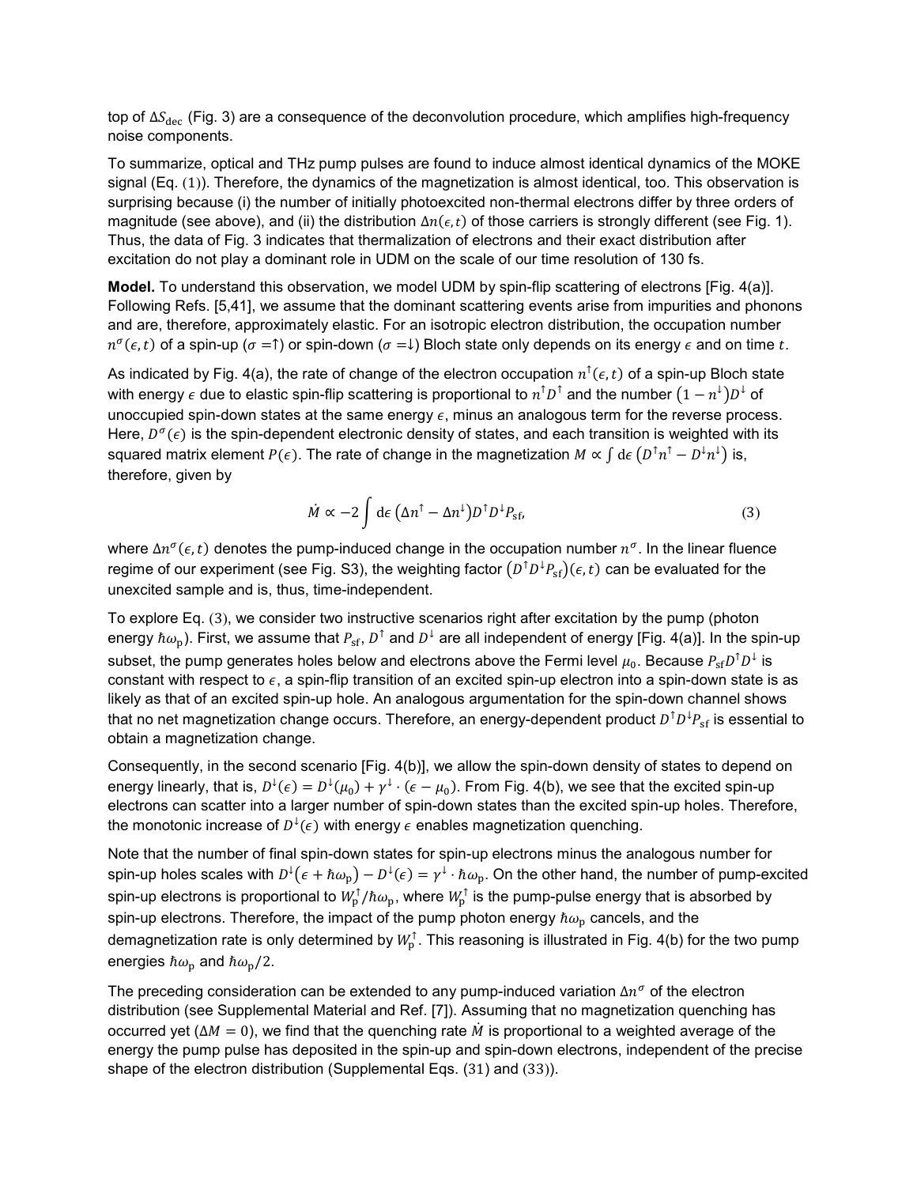top of $\Delta S_{\mathrm{dec}}$ (Fig. 3) are a consequence of the deconvolution procedure, which amplifies high-frequency noise components.

To summarize, optical and THz pump pulses are found to induce almost identical dynamics of the MOKE signal (Eq. (1)). Therefore, the dynamics of the magnetization is almost identical, too. This observation is surprising because (i) the number of initially photoexcited non-thermal electrons differ by three orders of magnitude (see above), and (ii) the distribution $\Delta n(\epsilon, t)$ of those carriers is strongly different (see Fig. 1). Thus, the data of Fig. 3 indicates that thermalization of electrons and their exact distribution after excitation do not play a dominant role in UDM on the scale of our time resolution of 130 fs.

**Model.** To understand this observation, we model UDM by spin-flip scattering of electrons [Fig. 4(a)]. Following Refs. [5,41], we assume that the dominant scattering events arise from impurities and phonons and are, therefore, approximately elastic. For an isotropic electron distribution, the occupation number $n^{\sigma}(\epsilon, t)$ of a spin-up ($\sigma = \uparrow$) or spin-down ($\sigma = \downarrow$) Bloch state only depends on its energy $\epsilon$ and on time $t$.

As indicated by Fig. 4(a), the rate of change of the electron occupation $n^{\uparrow}(\epsilon, t)$ of a spin-up Bloch state with energy $\epsilon$ due to elastic spin-flip scattering is proportional to $n^{\uparrow}D^{\uparrow}$ and the number $(1 - n^{\downarrow})D^{\downarrow}$ of unoccupied spin-down states at the same energy $\epsilon$, minus an analogous term for the reverse process. Here, $D^{\sigma}(\epsilon)$ is the spin-dependent electronic density of states, and each transition is weighted with its squared matrix element $P(\epsilon)$. The rate of change in the magnetization $M \propto \int \mathrm{d}\epsilon \, (D^{\uparrow}n^{\uparrow} - D^{\downarrow}n^{\downarrow})$ is, therefore, given by

$$\dot{M} \propto -2 \int \mathrm{d}\epsilon \, (\Delta n^{\uparrow} - \Delta n^{\downarrow}) D^{\uparrow} D^{\downarrow} P_{\mathrm{sf}}, \tag{3}$$

where $\Delta n^{\sigma}(\epsilon, t)$ denotes the pump-induced change in the occupation number $n^{\sigma}$. In the linear fluence regime of our experiment (see Fig. S3), the weighting factor $(D^{\uparrow}D^{\downarrow}P_{\mathrm{sf}})(\epsilon, t)$ can be evaluated for the unexcited sample and is, thus, time-independent.

To explore Eq. (3), we consider two instructive scenarios right after excitation by the pump (photon energy $\hbar\omega_{\mathrm{p}}$). First, we assume that $P_{\mathrm{sf}}$, $D^{\uparrow}$ and $D^{\downarrow}$ are all independent of energy [Fig. 4(a)]. In the spin-up subset, the pump generates holes below and electrons above the Fermi level $\mu_0$. Because $P_{\mathrm{sf}}D^{\uparrow}D^{\downarrow}$ is constant with respect to $\epsilon$, a spin-flip transition of an excited spin-up electron into a spin-down state is as likely as that of an excited spin-up hole. An analogous argumentation for the spin-down channel shows that no net magnetization change occurs. Therefore, an energy-dependent product $D^{\uparrow}D^{\downarrow}P_{\mathrm{sf}}$ is essential to obtain a magnetization change.

Consequently, in the second scenario [Fig. 4(b)], we allow the spin-down density of states to depend on energy linearly, that is, $D^{\downarrow}(\epsilon) = D^{\downarrow}(\mu_0) + \gamma^{\downarrow} \cdot (\epsilon - \mu_0)$. From Fig. 4(b), we see that the excited spin-up electrons can scatter into a larger number of spin-down states than the excited spin-up holes. Therefore, the monotonic increase of $D^{\downarrow}(\epsilon)$ with energy $\epsilon$ enables magnetization quenching.

Note that the number of final spin-down states for spin-up electrons minus the analogous number for spin-up holes scales with $D^{\downarrow}(\epsilon + \hbar\omega_{\mathrm{p}}) - D^{\downarrow}(\epsilon) = \gamma^{\downarrow} \cdot \hbar\omega_{\mathrm{p}}$. On the other hand, the number of pump-excited spin-up electrons is proportional to $W_{\mathrm{p}}^{\uparrow}/\hbar\omega_{\mathrm{p}}$, where $W_{\mathrm{p}}^{\uparrow}$ is the pump-pulse energy that is absorbed by spin-up electrons. Therefore, the impact of the pump photon energy $\hbar\omega_{\mathrm{p}}$ cancels, and the demagnetization rate is only determined by $W_{\mathrm{p}}^{\uparrow}$. This reasoning is illustrated in Fig. 4(b) for the two pump energies $\hbar\omega_{\mathrm{p}}$ and $\hbar\omega_{\mathrm{p}}/2$.

The preceding consideration can be extended to any pump-induced variation $\Delta n^{\sigma}$ of the electron distribution (see Supplemental Material and Ref. [7]). Assuming that no magnetization quenching has occurred yet ($\Delta M = 0$), we find that the quenching rate $\dot{M}$ is proportional to a weighted average of the energy the pump pulse has deposited in the spin-up and spin-down electrons, independent of the precise shape of the electron distribution (Supplemental Eqs. (31) and (33)).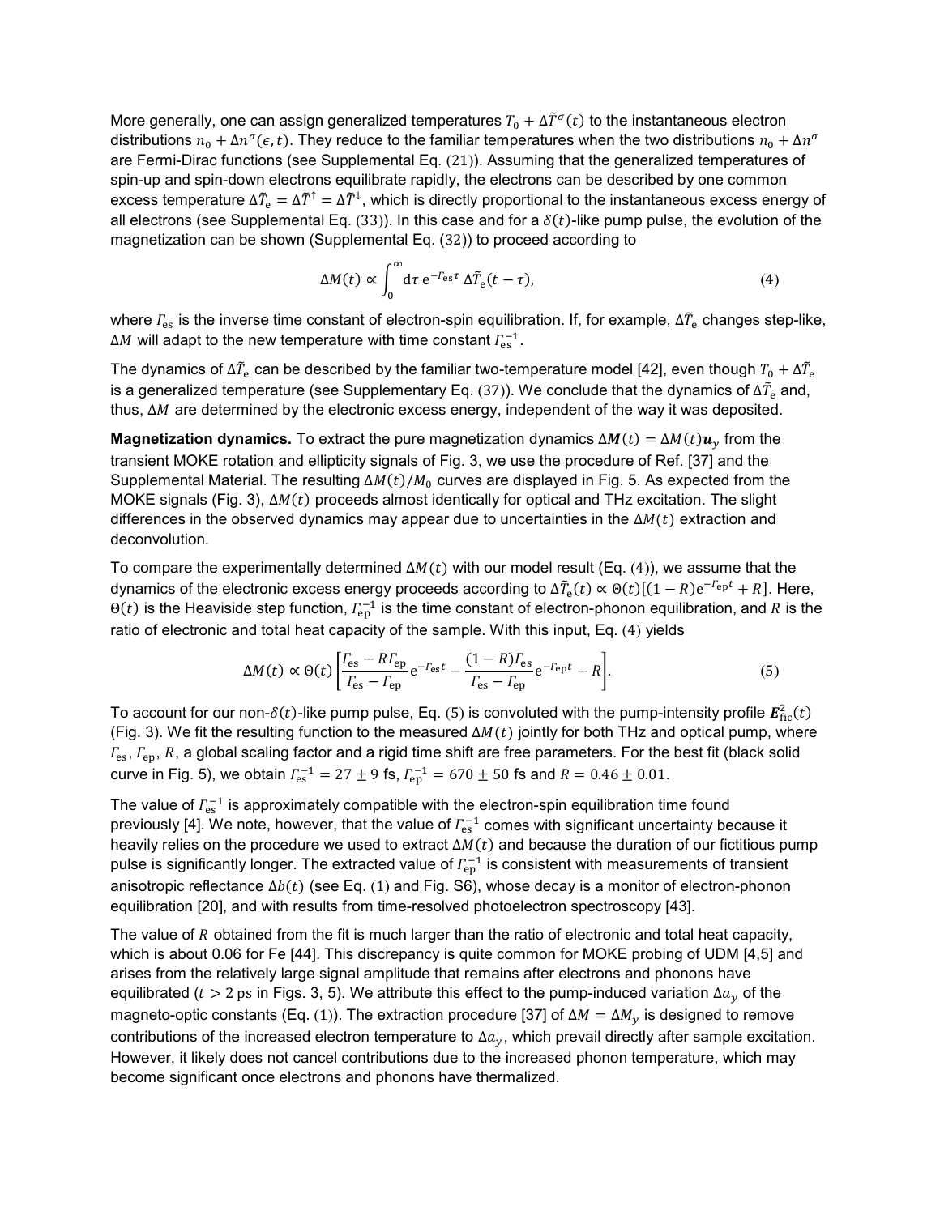More generally, one can assign generalized temperatures $T_0 + \Delta\tilde{T}^\sigma(t)$ to the instantaneous electron distributions $n_0 + \Delta n^\sigma(\epsilon, t)$. They reduce to the familiar temperatures when the two distributions $n_0 + \Delta n^\sigma$ are Fermi-Dirac functions (see Supplemental Eq. (21)). Assuming that the generalized temperatures of spin-up and spin-down electrons equilibrate rapidly, the electrons can be described by one common excess temperature $\Delta\tilde{T}_\mathrm{e} = \Delta\tilde{T}^\uparrow = \Delta\tilde{T}^\downarrow$, which is directly proportional to the instantaneous excess energy of all electrons (see Supplemental Eq. (33)). In this case and for a $\delta(t)$-like pump pulse, the evolution of the magnetization can be shown (Supplemental Eq. (32)) to proceed according to

$$\Delta M(t) \propto \int_0^\infty \mathrm{d}\tau \, \mathrm{e}^{-\Gamma_\mathrm{es}\tau} \, \Delta\tilde{T}_\mathrm{e}(t-\tau), \tag{4}$$

where $\Gamma_\mathrm{es}$ is the inverse time constant of electron-spin equilibration. If, for example, $\Delta\tilde{T}_\mathrm{e}$ changes step-like, $\Delta M$ will adapt to the new temperature with time constant $\Gamma_\mathrm{es}^{-1}$.

The dynamics of $\Delta\tilde{T}_\mathrm{e}$ can be described by the familiar two-temperature model [42], even though $T_0 + \Delta\tilde{T}_\mathrm{e}$ is a generalized temperature (see Supplementary Eq. (37)). We conclude that the dynamics of $\Delta\tilde{T}_\mathrm{e}$ and, thus, $\Delta M$ are determined by the electronic excess energy, independent of the way it was deposited.

**Magnetization dynamics.** To extract the pure magnetization dynamics $\Delta\boldsymbol{M}(t) = \Delta M(t)\boldsymbol{u}_y$ from the transient MOKE rotation and ellipticity signals of Fig. 3, we use the procedure of Ref. [37] and the Supplemental Material. The resulting $\Delta M(t)/M_0$ curves are displayed in Fig. 5. As expected from the MOKE signals (Fig. 3), $\Delta M(t)$ proceeds almost identically for optical and THz excitation. The slight differences in the observed dynamics may appear due to uncertainties in the $\Delta M(t)$ extraction and deconvolution.

To compare the experimentally determined $\Delta M(t)$ with our model result (Eq. (4)), we assume that the dynamics of the electronic excess energy proceeds according to $\Delta\tilde{T}_\mathrm{e}(t) \propto \Theta(t)[(1-R)\mathrm{e}^{-\Gamma_\mathrm{ep}t} + R]$. Here, $\Theta(t)$ is the Heaviside step function, $\Gamma_\mathrm{ep}^{-1}$ is the time constant of electron-phonon equilibration, and $R$ is the ratio of electronic and total heat capacity of the sample. With this input, Eq. (4) yields

$$\Delta M(t) \propto \Theta(t)\left[\frac{\Gamma_\mathrm{es} - R\Gamma_\mathrm{ep}}{\Gamma_\mathrm{es} - \Gamma_\mathrm{ep}}\mathrm{e}^{-\Gamma_\mathrm{es}t} - \frac{(1-R)\Gamma_\mathrm{es}}{\Gamma_\mathrm{es} - \Gamma_\mathrm{ep}}\mathrm{e}^{-\Gamma_\mathrm{ep}t} - R\right]. \tag{5}$$

To account for our non-$\delta(t)$-like pump pulse, Eq. (5) is convoluted with the pump-intensity profile $\boldsymbol{E}_\mathrm{fic}^2(t)$ (Fig. 3). We fit the resulting function to the measured $\Delta M(t)$ jointly for both THz and optical pump, where $\Gamma_\mathrm{es}$, $\Gamma_\mathrm{ep}$, $R$, a global scaling factor and a rigid time shift are free parameters. For the best fit (black solid curve in Fig. 5), we obtain $\Gamma_\mathrm{es}^{-1} = 27 \pm 9$ fs, $\Gamma_\mathrm{ep}^{-1} = 670 \pm 50$ fs and $R = 0.46 \pm 0.01$.

The value of $\Gamma_\mathrm{es}^{-1}$ is approximately compatible with the electron-spin equilibration time found previously [4]. We note, however, that the value of $\Gamma_\mathrm{es}^{-1}$ comes with significant uncertainty because it heavily relies on the procedure we used to extract $\Delta M(t)$ and because the duration of our fictitious pump pulse is significantly longer. The extracted value of $\Gamma_\mathrm{ep}^{-1}$ is consistent with measurements of transient anisotropic reflectance $\Delta b(t)$ (see Eq. (1) and Fig. S6), whose decay is a monitor of electron-phonon equilibration [20], and with results from time-resolved photoelectron spectroscopy [43].

The value of $R$ obtained from the fit is much larger than the ratio of electronic and total heat capacity, which is about 0.06 for Fe [44]. This discrepancy is quite common for MOKE probing of UDM [4,5] and arises from the relatively large signal amplitude that remains after electrons and phonons have equilibrated ($t > 2$ ps in Figs. 3, 5). We attribute this effect to the pump-induced variation $\Delta a_y$ of the magneto-optic constants (Eq. (1)). The extraction procedure [37] of $\Delta M = \Delta M_y$ is designed to remove contributions of the increased electron temperature to $\Delta a_y$, which prevail directly after sample excitation. However, it likely does not cancel contributions due to the increased phonon temperature, which may become significant once electrons and phonons have thermalized.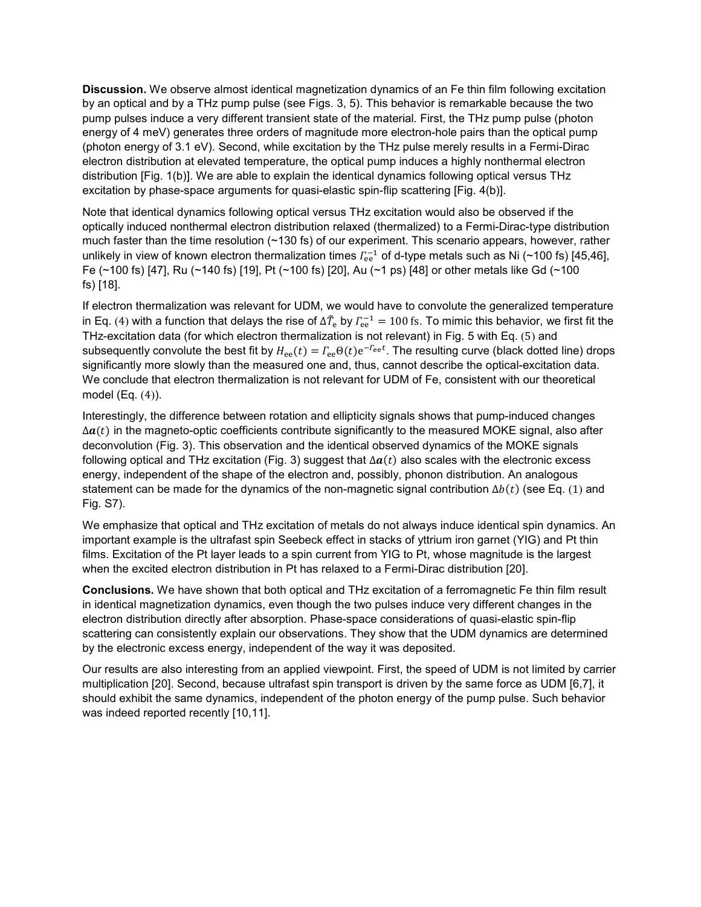**Discussion.** We observe almost identical magnetization dynamics of an Fe thin film following excitation by an optical and by a THz pump pulse (see Figs. 3, 5). This behavior is remarkable because the two pump pulses induce a very different transient state of the material. First, the THz pump pulse (photon energy of 4 meV) generates three orders of magnitude more electron-hole pairs than the optical pump (photon energy of 3.1 eV). Second, while excitation by the THz pulse merely results in a Fermi-Dirac electron distribution at elevated temperature, the optical pump induces a highly nonthermal electron distribution [Fig. 1(b)]. We are able to explain the identical dynamics following optical versus THz excitation by phase-space arguments for quasi-elastic spin-flip scattering [Fig. 4(b)].

Note that identical dynamics following optical versus THz excitation would also be observed if the optically induced nonthermal electron distribution relaxed (thermalized) to a Fermi-Dirac-type distribution much faster than the time resolution (~130 fs) of our experiment. This scenario appears, however, rather unlikely in view of known electron thermalization times $\Gamma_{\mathrm{ee}}^{-1}$ of d-type metals such as Ni (~100 fs) [45,46], Fe (~100 fs) [47], Ru (~140 fs) [19], Pt (~100 fs) [20], Au (~1 ps) [48] or other metals like Gd (~100 fs) [18].

If electron thermalization was relevant for UDM, we would have to convolute the generalized temperature in Eq. (4) with a function that delays the rise of $\Delta\tilde{T}_{\mathrm{e}}$ by $\Gamma_{\mathrm{ee}}^{-1} = 100\,\mathrm{fs}$. To mimic this behavior, we first fit the THz-excitation data (for which electron thermalization is not relevant) in Fig. 5 with Eq. (5) and subsequently convolute the best fit by $H_{\mathrm{ee}}(t) = \Gamma_{\mathrm{ee}}\Theta(t)\mathrm{e}^{-\Gamma_{\mathrm{ee}}t}$. The resulting curve (black dotted line) drops significantly more slowly than the measured one and, thus, cannot describe the optical-excitation data. We conclude that electron thermalization is not relevant for UDM of Fe, consistent with our theoretical model (Eq. (4)).

Interestingly, the difference between rotation and ellipticity signals shows that pump-induced changes $\Delta\boldsymbol{a}(t)$ in the magneto-optic coefficients contribute significantly to the measured MOKE signal, also after deconvolution (Fig. 3). This observation and the identical observed dynamics of the MOKE signals following optical and THz excitation (Fig. 3) suggest that $\Delta\boldsymbol{a}(t)$ also scales with the electronic excess energy, independent of the shape of the electron and, possibly, phonon distribution. An analogous statement can be made for the dynamics of the non-magnetic signal contribution $\Delta b(t)$ (see Eq. (1) and Fig. S7).

We emphasize that optical and THz excitation of metals do not always induce identical spin dynamics. An important example is the ultrafast spin Seebeck effect in stacks of yttrium iron garnet (YIG) and Pt thin films. Excitation of the Pt layer leads to a spin current from YIG to Pt, whose magnitude is the largest when the excited electron distribution in Pt has relaxed to a Fermi-Dirac distribution [20].

**Conclusions.** We have shown that both optical and THz excitation of a ferromagnetic Fe thin film result in identical magnetization dynamics, even though the two pulses induce very different changes in the electron distribution directly after absorption. Phase-space considerations of quasi-elastic spin-flip scattering can consistently explain our observations. They show that the UDM dynamics are determined by the electronic excess energy, independent of the way it was deposited.

Our results are also interesting from an applied viewpoint. First, the speed of UDM is not limited by carrier multiplication [20]. Second, because ultrafast spin transport is driven by the same force as UDM [6,7], it should exhibit the same dynamics, independent of the photon energy of the pump pulse. Such behavior was indeed reported recently [10,11].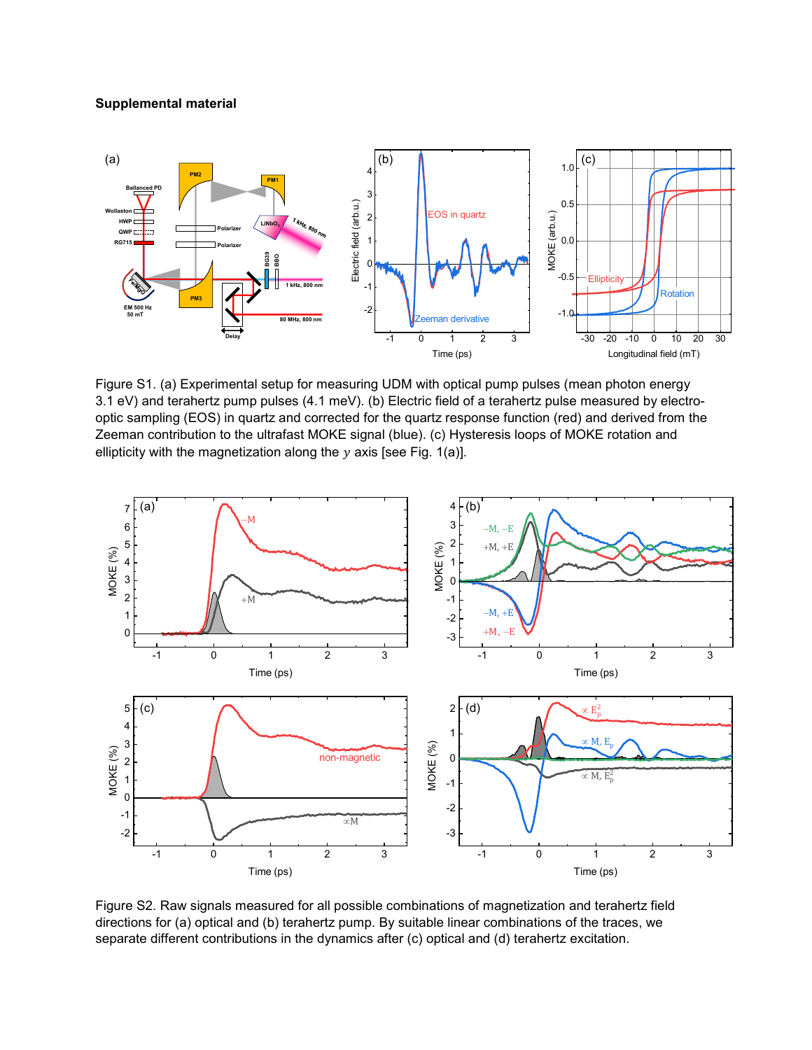**Supplemental material**

Figure S1. (a) Experimental setup for measuring UDM with optical pump pulses (mean photon energy 3.1 eV) and terahertz pump pulses (4.1 meV). (b) Electric field of a terahertz pulse measured by electro-optic sampling (EOS) in quartz and corrected for the quartz response function (red) and derived from the Zeeman contribution to the ultrafast MOKE signal (blue). (c) Hysteresis loops of MOKE rotation and ellipticity with the magnetization along the $y$ axis [see Fig. 1(a)].

Figure S2. Raw signals measured for all possible combinations of magnetization and terahertz field directions for (a) optical and (b) terahertz pump. By suitable linear combinations of the traces, we separate different contributions in the dynamics after (c) optical and (d) terahertz excitation.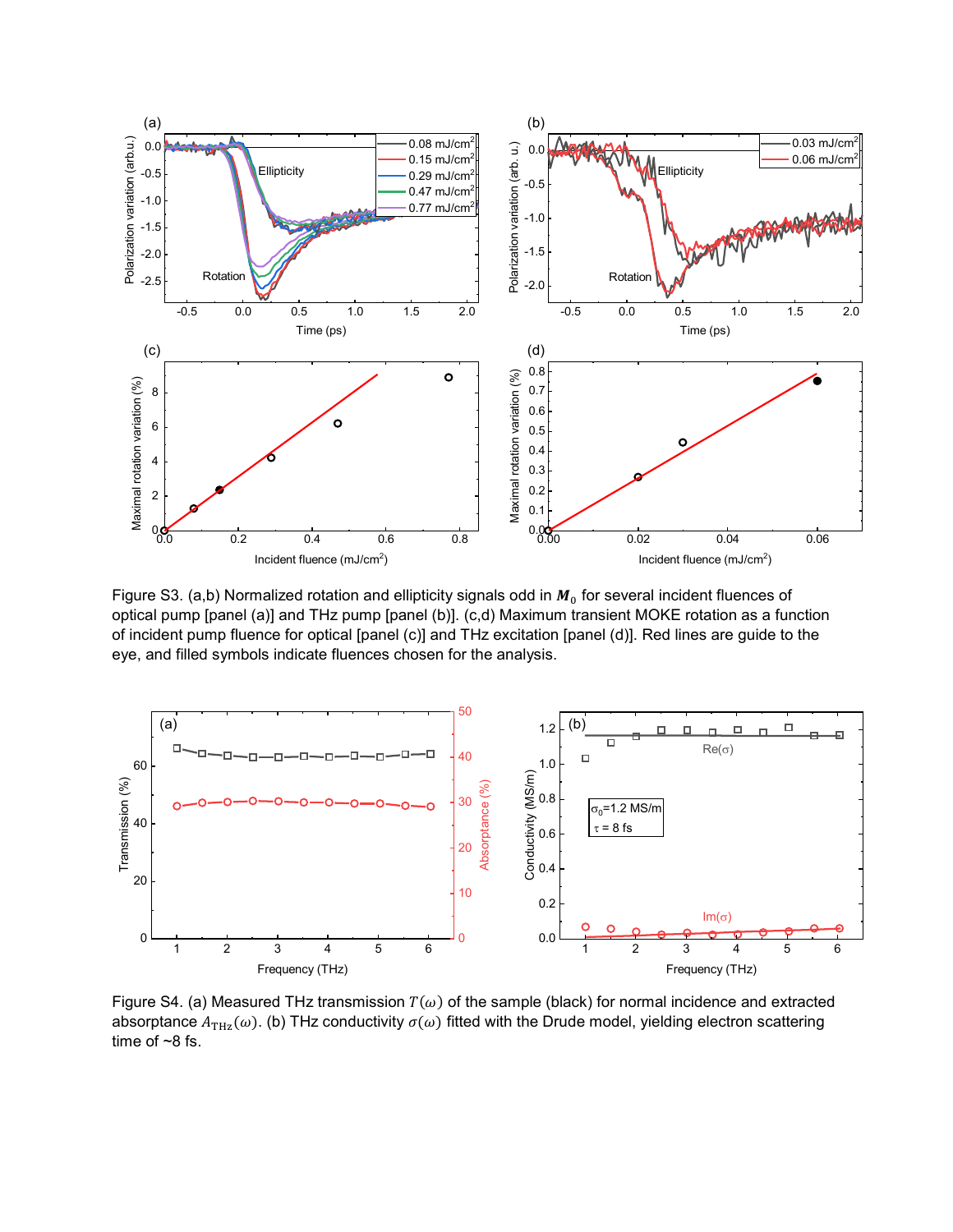Figure S3. (a,b) Normalized rotation and ellipticity signals odd in $\boldsymbol{M}_0$ for several incident fluences of optical pump [panel (a)] and THz pump [panel (b)]. (c,d) Maximum transient MOKE rotation as a function of incident pump fluence for optical [panel (c)] and THz excitation [panel (d)]. Red lines are guide to the eye, and filled symbols indicate fluences chosen for the analysis.

Figure S4. (a) Measured THz transmission $T(\omega)$ of the sample (black) for normal incidence and extracted absorptance $A_{\mathrm{THz}}(\omega)$. (b) THz conductivity $\sigma(\omega)$ fitted with the Drude model, yielding electron scattering time of ~8 fs.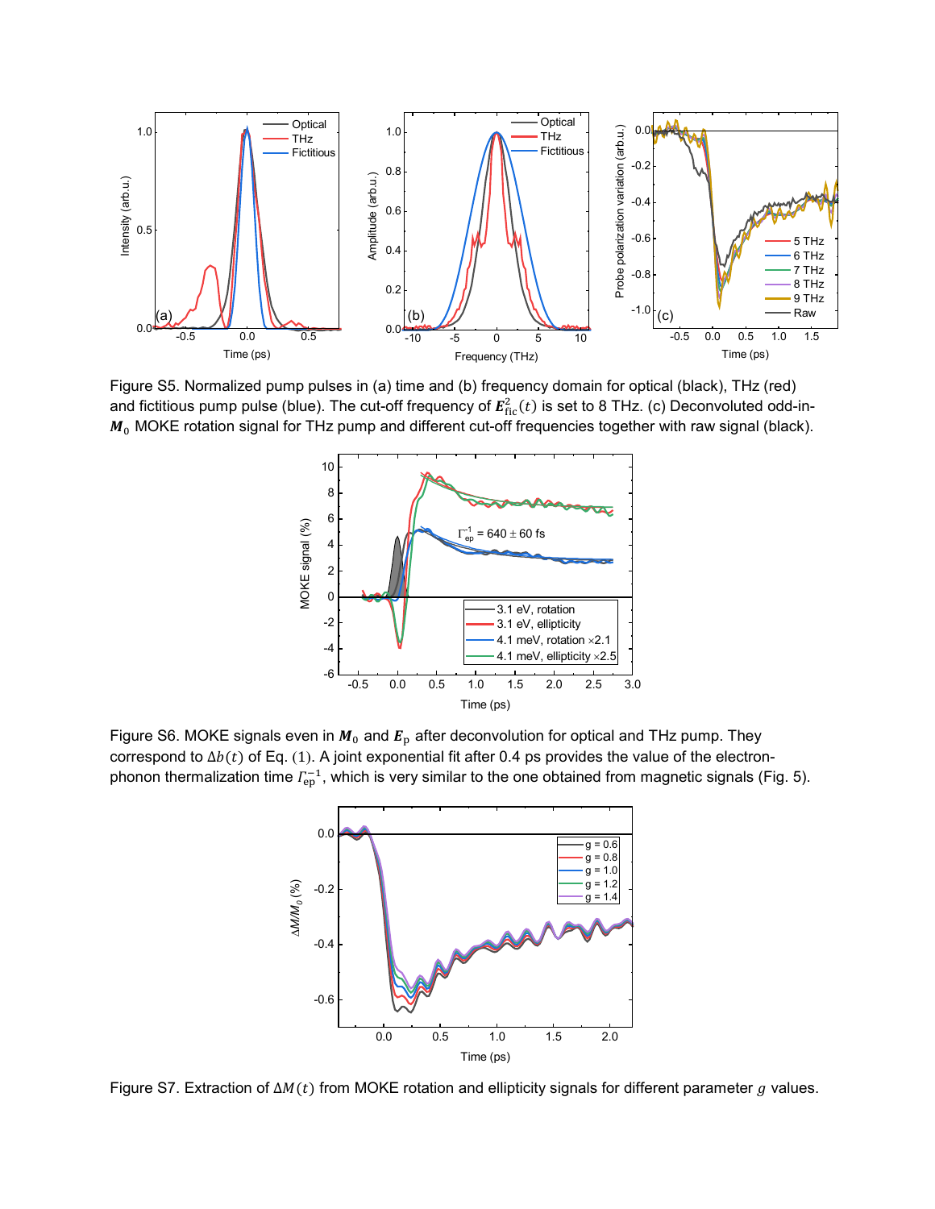Figure S5. Normalized pump pulses in (a) time and (b) frequency domain for optical (black), THz (red) and fictitious pump pulse (blue). The cut-off frequency of $\boldsymbol{E}_{\mathrm{fic}}^{2}(t)$ is set to 8 THz. (c) Deconvoluted odd-in-$\boldsymbol{M}_0$ MOKE rotation signal for THz pump and different cut-off frequencies together with raw signal (black).

Figure S6. MOKE signals even in $\boldsymbol{M}_0$ and $\boldsymbol{E}_{\mathrm{p}}$ after deconvolution for optical and THz pump. They correspond to $\Delta b(t)$ of Eq. (1). A joint exponential fit after 0.4 ps provides the value of the electron-phonon thermalization time $\Gamma_{\mathrm{ep}}^{-1}$, which is very similar to the one obtained from magnetic signals (Fig. 5).

Figure S7. Extraction of $\Delta M(t)$ from MOKE rotation and ellipticity signals for different parameter $g$ values.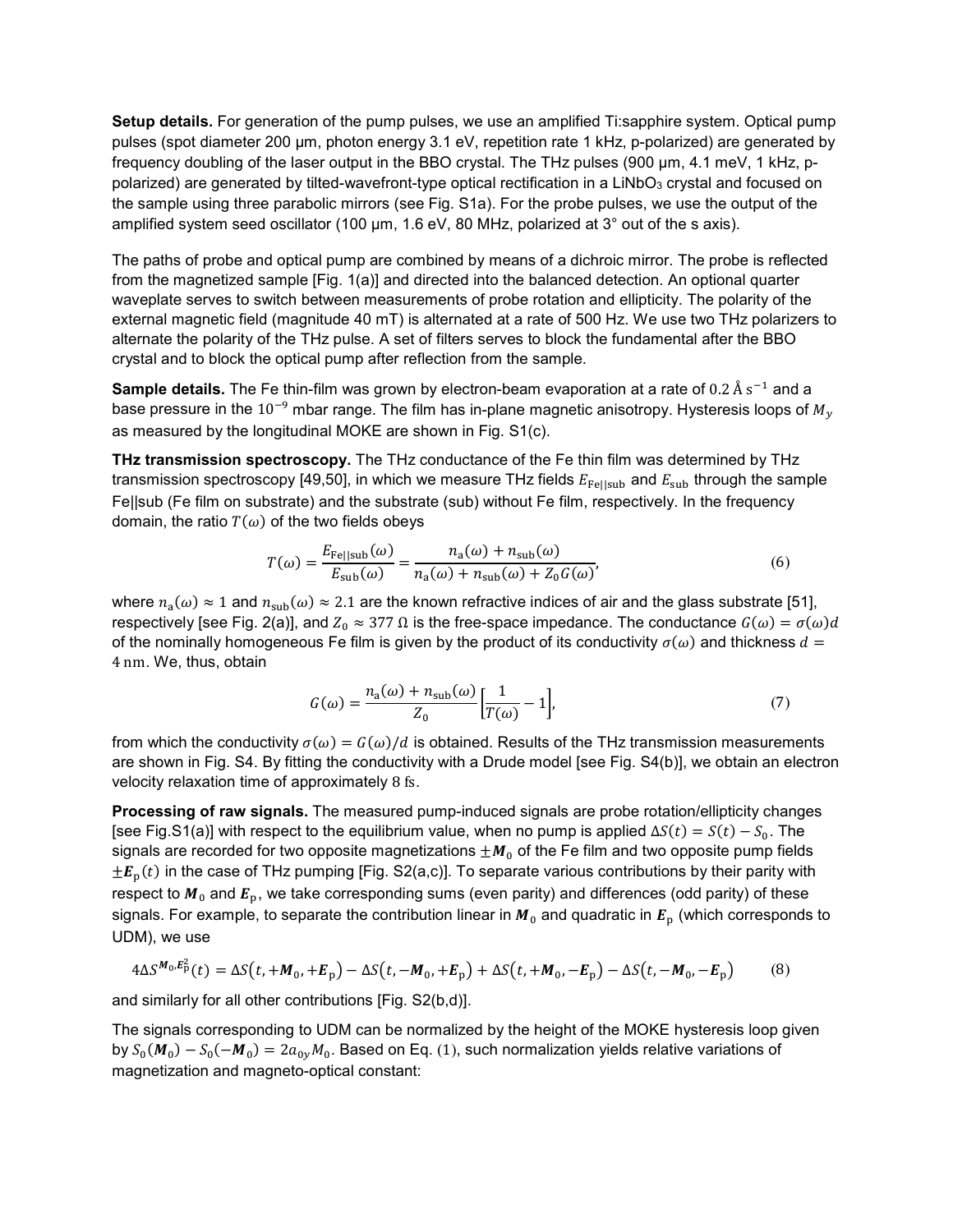**Setup details.** For generation of the pump pulses, we use an amplified Ti:sapphire system. Optical pump pulses (spot diameter 200 µm, photon energy 3.1 eV, repetition rate 1 kHz, p-polarized) are generated by frequency doubling of the laser output in the BBO crystal. The THz pulses (900 µm, 4.1 meV, 1 kHz, p-polarized) are generated by tilted-wavefront-type optical rectification in a $LiNbO_3$ crystal and focused on the sample using three parabolic mirrors (see Fig. S1a). For the probe pulses, we use the output of the amplified system seed oscillator (100 µm, 1.6 eV, 80 MHz, polarized at 3° out of the s axis).

The paths of probe and optical pump are combined by means of a dichroic mirror. The probe is reflected from the magnetized sample [Fig. 1(a)] and directed into the balanced detection. An optional quarter waveplate serves to switch between measurements of probe rotation and ellipticity. The polarity of the external magnetic field (magnitude 40 mT) is alternated at a rate of 500 Hz. We use two THz polarizers to alternate the polarity of the THz pulse. A set of filters serves to block the fundamental after the BBO crystal and to block the optical pump after reflection from the sample.

**Sample details.** The Fe thin-film was grown by electron-beam evaporation at a rate of $0.2\,\text{Å}\,\text{s}^{-1}$ and a base pressure in the $10^{-9}$ mbar range. The film has in-plane magnetic anisotropy. Hysteresis loops of $M_y$ as measured by the longitudinal MOKE are shown in Fig. S1(c).

**THz transmission spectroscopy.** The THz conductance of the Fe thin film was determined by THz transmission spectroscopy [49,50], in which we measure THz fields $E_{\text{Fe}||\text{sub}}$ and $E_{\text{sub}}$ through the sample Fe||sub (Fe film on substrate) and the substrate (sub) without Fe film, respectively. In the frequency domain, the ratio $T(\omega)$ of the two fields obeys

$$T(\omega) = \frac{E_{\text{Fe}||\text{sub}}(\omega)}{E_{\text{sub}}(\omega)} = \frac{n_{\text{a}}(\omega) + n_{\text{sub}}(\omega)}{n_{\text{a}}(\omega) + n_{\text{sub}}(\omega) + Z_0 G(\omega)}, \tag{6}$$

where $n_{\text{a}}(\omega) \approx 1$ and $n_{\text{sub}}(\omega) \approx 2.1$ are the known refractive indices of air and the glass substrate [51], respectively [see Fig. 2(a)], and $Z_0 \approx 377\ \Omega$ is the free-space impedance. The conductance $G(\omega) = \sigma(\omega)d$ of the nominally homogeneous Fe film is given by the product of its conductivity $\sigma(\omega)$ and thickness $d = 4\ \text{nm}$. We, thus, obtain

$$G(\omega) = \frac{n_{\text{a}}(\omega) + n_{\text{sub}}(\omega)}{Z_0}\left[\frac{1}{T(\omega)} - 1\right], \tag{7}$$

from which the conductivity $\sigma(\omega) = G(\omega)/d$ is obtained. Results of the THz transmission measurements are shown in Fig. S4. By fitting the conductivity with a Drude model [see Fig. S4(b)], we obtain an electron velocity relaxation time of approximately 8 fs.

**Processing of raw signals.** The measured pump-induced signals are probe rotation/ellipticity changes [see Fig.S1(a)] with respect to the equilibrium value, when no pump is applied $\Delta S(t) = S(t) - S_0$. The signals are recorded for two opposite magnetizations $\pm\boldsymbol{M}_0$ of the Fe film and two opposite pump fields $\pm\boldsymbol{E}_{\text{p}}(t)$ in the case of THz pumping [Fig. S2(a,c)]. To separate various contributions by their parity with respect to $\boldsymbol{M}_0$ and $\boldsymbol{E}_{\text{p}}$, we take corresponding sums (even parity) and differences (odd parity) of these signals. For example, to separate the contribution linear in $\boldsymbol{M}_0$ and quadratic in $\boldsymbol{E}_{\text{p}}$ (which corresponds to UDM), we use

$$4\Delta S^{\boldsymbol{M}_0,\boldsymbol{E}_{\text{p}}^2}(t) = \Delta S(t, +\boldsymbol{M}_0, +\boldsymbol{E}_{\text{p}}) - \Delta S(t, -\boldsymbol{M}_0, +\boldsymbol{E}_{\text{p}}) + \Delta S(t, +\boldsymbol{M}_0, -\boldsymbol{E}_{\text{p}}) - \Delta S(t, -\boldsymbol{M}_0, -\boldsymbol{E}_{\text{p}}) \tag{8}$$

and similarly for all other contributions [Fig. S2(b,d)].

The signals corresponding to UDM can be normalized by the height of the MOKE hysteresis loop given by $S_0(\boldsymbol{M}_0) - S_0(-\boldsymbol{M}_0) = 2a_{0y}M_0$. Based on Eq. (1), such normalization yields relative variations of magnetization and magneto-optical constant: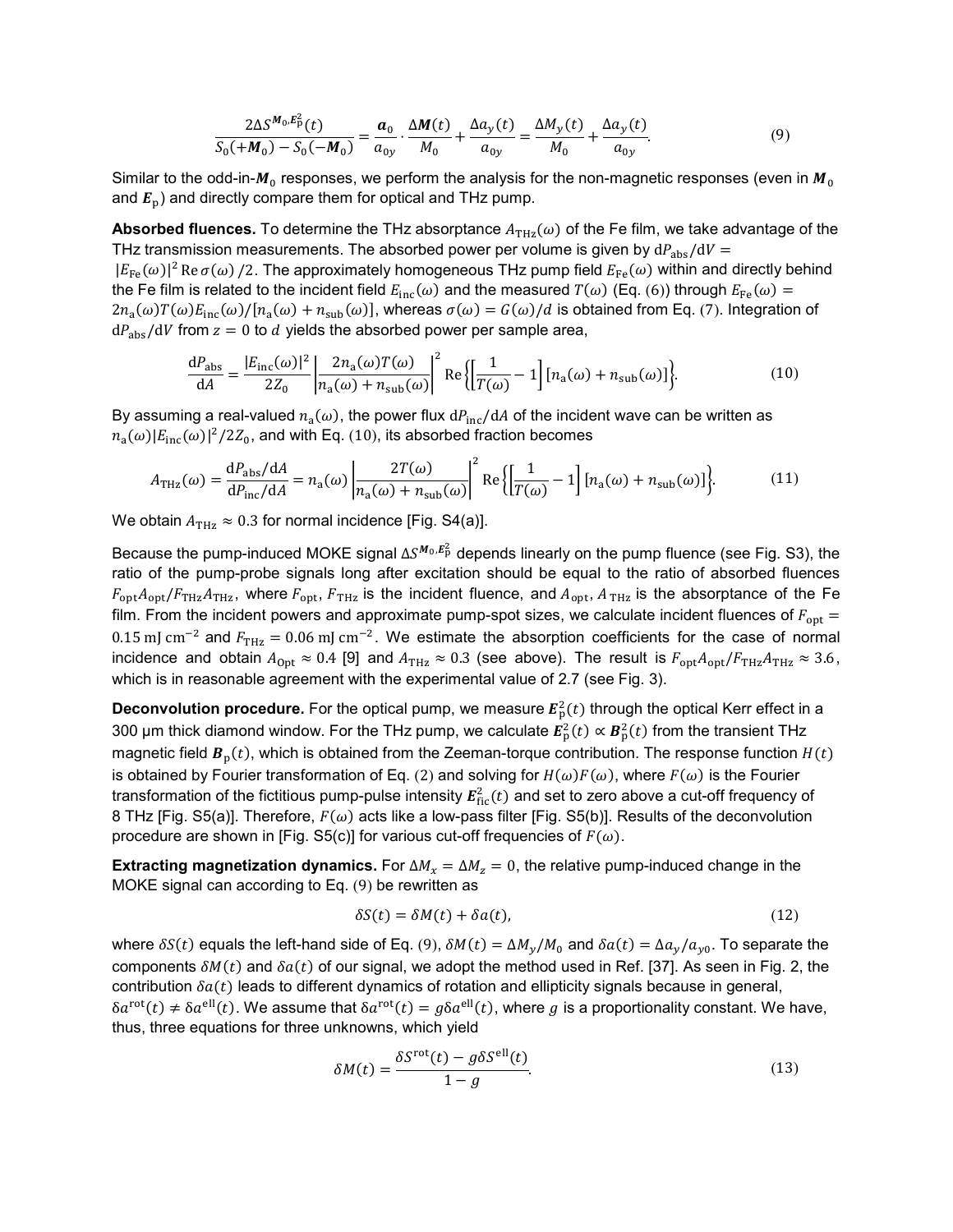$$\frac{2\Delta S^{\boldsymbol{M}_0,\boldsymbol{E}_\mathrm{p}^2}(t)}{S_0(+\boldsymbol{M}_0)-S_0(-\boldsymbol{M}_0)} = \frac{\boldsymbol{a}_0}{a_{0y}} \cdot \frac{\Delta \boldsymbol{M}(t)}{M_0} + \frac{\Delta a_y(t)}{a_{0y}} = \frac{\Delta M_y(t)}{M_0} + \frac{\Delta a_y(t)}{a_{0y}}. \tag{9}$$

Similar to the odd-in-$\boldsymbol{M}_0$ responses, we perform the analysis for the non-magnetic responses (even in $\boldsymbol{M}_0$ and $\boldsymbol{E}_\mathrm{p}$) and directly compare them for optical and THz pump.

**Absorbed fluences.** To determine the THz absorptance $A_\mathrm{THz}(\omega)$ of the Fe film, we take advantage of the THz transmission measurements. The absorbed power per volume is given by $\mathrm{d}P_\mathrm{abs}/\mathrm{d}V = |E_\mathrm{Fe}(\omega)|^2 \operatorname{Re}\sigma(\omega)/2$. The approximately homogeneous THz pump field $E_\mathrm{Fe}(\omega)$ within and directly behind the Fe film is related to the incident field $E_\mathrm{inc}(\omega)$ and the measured $T(\omega)$ (Eq. (6)) through $E_\mathrm{Fe}(\omega) = 2n_\mathrm{a}(\omega)T(\omega)E_\mathrm{inc}(\omega)/[n_\mathrm{a}(\omega)+n_\mathrm{sub}(\omega)]$, whereas $\sigma(\omega) = G(\omega)/d$ is obtained from Eq. (7). Integration of $\mathrm{d}P_\mathrm{abs}/\mathrm{d}V$ from $z=0$ to $d$ yields the absorbed power per sample area,

$$\frac{\mathrm{d}P_\mathrm{abs}}{\mathrm{d}A} = \frac{|E_\mathrm{inc}(\omega)|^2}{2Z_0}\left|\frac{2n_\mathrm{a}(\omega)T(\omega)}{n_\mathrm{a}(\omega)+n_\mathrm{sub}(\omega)}\right|^2 \operatorname{Re}\left\{\left[\frac{1}{T(\omega)}-1\right][n_\mathrm{a}(\omega)+n_\mathrm{sub}(\omega)]\right\}. \tag{10}$$

By assuming a real-valued $n_\mathrm{a}(\omega)$, the power flux $\mathrm{d}P_\mathrm{inc}/\mathrm{d}A$ of the incident wave can be written as $n_\mathrm{a}(\omega)|E_\mathrm{inc}(\omega)|^2/2Z_0$, and with Eq. (10), its absorbed fraction becomes

$$A_\mathrm{THz}(\omega) = \frac{\mathrm{d}P_\mathrm{abs}/\mathrm{d}A}{\mathrm{d}P_\mathrm{inc}/\mathrm{d}A} = n_\mathrm{a}(\omega)\left|\frac{2T(\omega)}{n_\mathrm{a}(\omega)+n_\mathrm{sub}(\omega)}\right|^2 \operatorname{Re}\left\{\left[\frac{1}{T(\omega)}-1\right][n_\mathrm{a}(\omega)+n_\mathrm{sub}(\omega)]\right\}. \tag{11}$$

We obtain $A_\mathrm{THz} \approx 0.3$ for normal incidence [Fig. S4(a)].

Because the pump-induced MOKE signal $\Delta S^{\boldsymbol{M}_0,\boldsymbol{E}_\mathrm{p}^2}$ depends linearly on the pump fluence (see Fig. S3), the ratio of the pump-probe signals long after excitation should be equal to the ratio of absorbed fluences $F_\mathrm{opt}A_\mathrm{opt}/F_\mathrm{THz}A_\mathrm{THz}$, where $F_\mathrm{opt}$, $F_\mathrm{THz}$ is the incident fluence, and $A_\mathrm{opt}$, $A_\mathrm{THz}$ is the absorptance of the Fe film. From the incident powers and approximate pump-spot sizes, we calculate incident fluences of $F_\mathrm{opt} = 0.15\ \mathrm{mJ\ cm^{-2}}$ and $F_\mathrm{THz} = 0.06\ \mathrm{mJ\ cm^{-2}}$. We estimate the absorption coefficients for the case of normal incidence and obtain $A_\mathrm{Opt} \approx 0.4$ [9] and $A_\mathrm{THz} \approx 0.3$ (see above). The result is $F_\mathrm{opt}A_\mathrm{opt}/F_\mathrm{THz}A_\mathrm{THz} \approx 3.6$, which is in reasonable agreement with the experimental value of 2.7 (see Fig. 3).

**Deconvolution procedure.** For the optical pump, we measure $\boldsymbol{E}_\mathrm{p}^2(t)$ through the optical Kerr effect in a 300 µm thick diamond window. For the THz pump, we calculate $\boldsymbol{E}_\mathrm{p}^2(t) \propto \boldsymbol{B}_\mathrm{p}^2(t)$ from the transient THz magnetic field $\boldsymbol{B}_\mathrm{p}(t)$, which is obtained from the Zeeman-torque contribution. The response function $H(t)$ is obtained by Fourier transformation of Eq. (2) and solving for $H(\omega)F(\omega)$, where $F(\omega)$ is the Fourier transformation of the fictitious pump-pulse intensity $\boldsymbol{E}_\mathrm{fic}^2(t)$ and set to zero above a cut-off frequency of 8 THz [Fig. S5(a)]. Therefore, $F(\omega)$ acts like a low-pass filter [Fig. S5(b)]. Results of the deconvolution procedure are shown in [Fig. S5(c)] for various cut-off frequencies of $F(\omega)$.

**Extracting magnetization dynamics.** For $\Delta M_x = \Delta M_z = 0$, the relative pump-induced change in the MOKE signal can according to Eq. (9) be rewritten as

$$\delta S(t) = \delta M(t) + \delta a(t), \tag{12}$$

where $\delta S(t)$ equals the left-hand side of Eq. (9), $\delta M(t) = \Delta M_y/M_0$ and $\delta a(t) = \Delta a_y/a_{y0}$. To separate the components $\delta M(t)$ and $\delta a(t)$ of our signal, we adopt the method used in Ref. [37]. As seen in Fig. 2, the contribution $\delta a(t)$ leads to different dynamics of rotation and ellipticity signals because in general, $\delta a^\mathrm{rot}(t) \neq \delta a^\mathrm{ell}(t)$. We assume that $\delta a^\mathrm{rot}(t) = g\delta a^\mathrm{ell}(t)$, where $g$ is a proportionality constant. We have, thus, three equations for three unknowns, which yield

$$\delta M(t) = \frac{\delta S^\mathrm{rot}(t) - g\delta S^\mathrm{ell}(t)}{1-g}. \tag{13}$$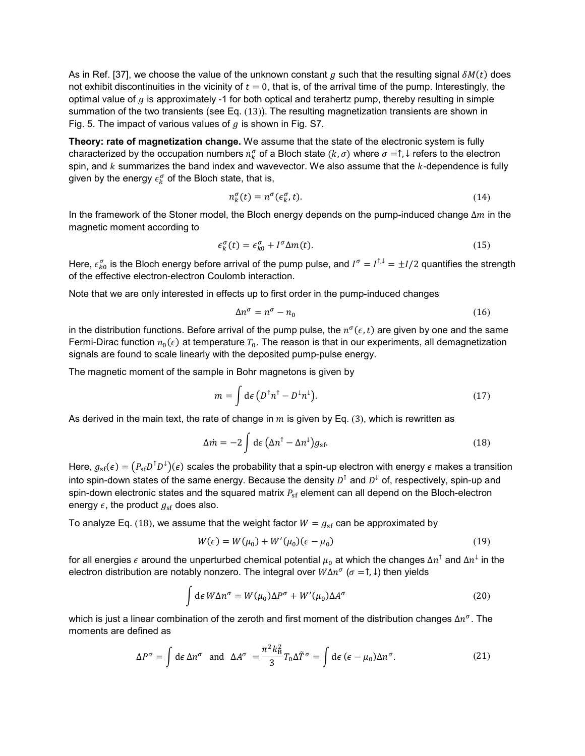As in Ref. [37], we choose the value of the unknown constant $g$ such that the resulting signal $\delta M(t)$ does not exhibit discontinuities in the vicinity of $t = 0$, that is, of the arrival time of the pump. Interestingly, the optimal value of $g$ is approximately -1 for both optical and terahertz pump, thereby resulting in simple summation of the two transients (see Eq. (13)). The resulting magnetization transients are shown in Fig. 5. The impact of various values of $g$ is shown in Fig. S7.

**Theory: rate of magnetization change.** We assume that the state of the electronic system is fully characterized by the occupation numbers $n_k^\sigma$ of a Bloch state $(k, \sigma)$ where $\sigma = \uparrow, \downarrow$ refers to the electron spin, and $k$ summarizes the band index and wavevector. We also assume that the $k$-dependence is fully given by the energy $\epsilon_k^\sigma$ of the Bloch state, that is,

$$n_k^\sigma(t) = n^\sigma(\epsilon_k^\sigma, t). \tag{14}$$

In the framework of the Stoner model, the Bloch energy depends on the pump-induced change $\Delta m$ in the magnetic moment according to

$$\epsilon_k^\sigma(t) = \epsilon_{k0}^\sigma + I^\sigma \Delta m(t). \tag{15}$$

Here, $\epsilon_{k0}^\sigma$ is the Bloch energy before arrival of the pump pulse, and $I^\sigma = I^{\uparrow,\downarrow} = \pm I/2$ quantifies the strength of the effective electron-electron Coulomb interaction.

Note that we are only interested in effects up to first order in the pump-induced changes

$$\Delta n^\sigma = n^\sigma - n_0 \tag{16}$$

in the distribution functions. Before arrival of the pump pulse, the $n^\sigma(\epsilon, t)$ are given by one and the same Fermi-Dirac function $n_0(\epsilon)$ at temperature $T_0$. The reason is that in our experiments, all demagnetization signals are found to scale linearly with the deposited pump-pulse energy.

The magnetic moment of the sample in Bohr magnetons is given by

$$m = \int \mathrm{d}\epsilon \left( D^\uparrow n^\uparrow - D^\downarrow n^\downarrow \right). \tag{17}$$

As derived in the main text, the rate of change in $m$ is given by Eq. (3), which is rewritten as

$$\Delta \dot{m} = -2 \int \mathrm{d}\epsilon \left( \Delta n^\uparrow - \Delta n^\downarrow \right) g_{\mathrm{sf}}. \tag{18}$$

Here, $g_{\mathrm{sf}}(\epsilon) = \left( P_{\mathrm{sf}} D^\uparrow D^\downarrow \right)(\epsilon)$ scales the probability that a spin-up electron with energy $\epsilon$ makes a transition into spin-down states of the same energy. Because the density $D^\uparrow$ and $D^\downarrow$ of, respectively, spin-up and spin-down electronic states and the squared matrix $P_{\mathrm{sf}}$ element can all depend on the Bloch-electron energy $\epsilon$, the product $g_{\mathrm{sf}}$ does also.

To analyze Eq. (18), we assume that the weight factor $W = g_{\mathrm{sf}}$ can be approximated by

$$W(\epsilon) = W(\mu_0) + W'(\mu_0)(\epsilon - \mu_0) \tag{19}$$

for all energies $\epsilon$ around the unperturbed chemical potential $\mu_0$ at which the changes $\Delta n^\uparrow$ and $\Delta n^\downarrow$ in the electron distribution are notably nonzero. The integral over $W \Delta n^\sigma$ ($\sigma = \uparrow, \downarrow$) then yields

$$\int \mathrm{d}\epsilon \, W \Delta n^\sigma = W(\mu_0) \Delta P^\sigma + W'(\mu_0) \Delta A^\sigma \tag{20}$$

which is just a linear combination of the zeroth and first moment of the distribution changes $\Delta n^\sigma$. The moments are defined as

$$\Delta P^\sigma = \int \mathrm{d}\epsilon \, \Delta n^\sigma \quad \text{and} \quad \Delta A^\sigma = \frac{\pi^2 k_{\mathrm{B}}^2}{3} T_0 \Delta \tilde{T}^\sigma = \int \mathrm{d}\epsilon \, (\epsilon - \mu_0) \Delta n^\sigma. \tag{21}$$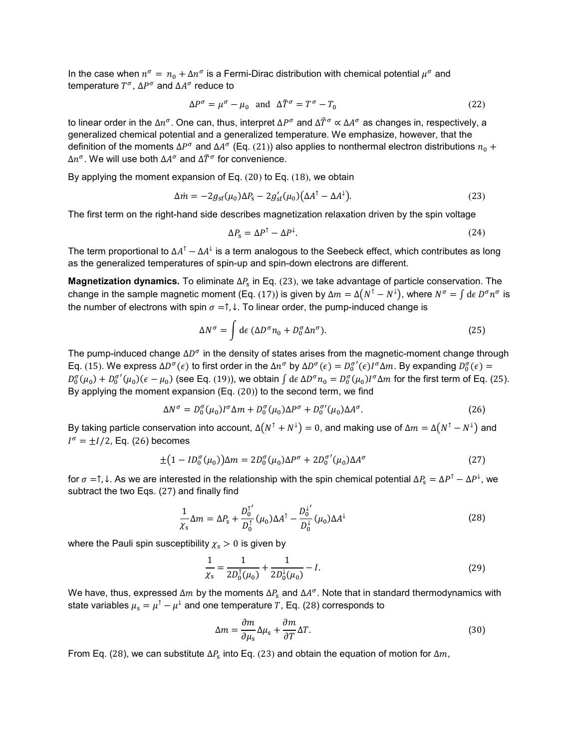In the case when $n^\sigma = n_0 + \Delta n^\sigma$ is a Fermi-Dirac distribution with chemical potential $\mu^\sigma$ and temperature $T^\sigma$, $\Delta P^\sigma$ and $\Delta A^\sigma$ reduce to

$$\Delta P^\sigma = \mu^\sigma - \mu_0 \quad \text{and} \quad \Delta \tilde{T}^\sigma = T^\sigma - T_0 \tag{22}$$

to linear order in the $\Delta n^\sigma$. One can, thus, interpret $\Delta P^\sigma$ and $\Delta \tilde{T}^\sigma \propto \Delta A^\sigma$ as changes in, respectively, a generalized chemical potential and a generalized temperature. We emphasize, however, that the definition of the moments $\Delta P^\sigma$ and $\Delta A^\sigma$ (Eq. (21)) also applies to nonthermal electron distributions $n_0 + \Delta n^\sigma$. We will use both $\Delta A^\sigma$ and $\Delta \tilde{T}^\sigma$ for convenience.

By applying the moment expansion of Eq. (20) to Eq. (18), we obtain

$$\Delta \dot{m} = -2g_{\mathrm{sf}}(\mu_0)\Delta P_{\mathrm{s}} - 2g_{\mathrm{sf}}'(\mu_0)\left(\Delta A^\uparrow - \Delta A^\downarrow\right). \tag{23}$$

The first term on the right-hand side describes magnetization relaxation driven by the spin voltage

$$\Delta P_{\mathrm{s}} = \Delta P^\uparrow - \Delta P^\downarrow. \tag{24}$$

The term proportional to $\Delta A^\uparrow - \Delta A^\downarrow$ is a term analogous to the Seebeck effect, which contributes as long as the generalized temperatures of spin-up and spin-down electrons are different.

**Magnetization dynamics.** To eliminate $\Delta P_{\mathrm{s}}$ in Eq. (23), we take advantage of particle conservation. The change in the sample magnetic moment (Eq. (17)) is given by $\Delta m = \Delta(N^\uparrow - N^\downarrow)$, where $N^\sigma = \int \mathrm{d}\epsilon\, D^\sigma n^\sigma$ is the number of electrons with spin $\sigma = \uparrow, \downarrow$. To linear order, the pump-induced change is

$$\Delta N^\sigma = \int \mathrm{d}\epsilon\, (\Delta D^\sigma n_0 + D_0^\sigma \Delta n^\sigma). \tag{25}$$

The pump-induced change $\Delta D^\sigma$ in the density of states arises from the magnetic-moment change through Eq. (15). We express $\Delta D^\sigma(\epsilon)$ to first order in the $\Delta n^\sigma$ by $\Delta D^\sigma(\epsilon) = D_0^{\sigma\prime}(\epsilon) I^\sigma \Delta m$. By expanding $D_0^\sigma(\epsilon) = D_0^\sigma(\mu_0) + D_0^{\sigma\prime}(\mu_0)(\epsilon - \mu_0)$ (see Eq. (19)), we obtain $\int \mathrm{d}\epsilon\, \Delta D^\sigma n_0 = D_0^\sigma(\mu_0) I^\sigma \Delta m$ for the first term of Eq. (25). By applying the moment expansion (Eq. (20)) to the second term, we find

$$\Delta N^\sigma = D_0^\sigma(\mu_0) I^\sigma \Delta m + D_0^\sigma(\mu_0)\Delta P^\sigma + D_0^{\sigma\prime}(\mu_0)\Delta A^\sigma. \tag{26}$$

By taking particle conservation into account, $\Delta(N^\uparrow + N^\downarrow) = 0$, and making use of $\Delta m = \Delta(N^\uparrow - N^\downarrow)$ and $I^\sigma = \pm I/2$, Eq. (26) becomes

$$\pm\left(1 - I D_0^\sigma(\mu_0)\right)\Delta m = 2D_0^\sigma(\mu_0)\Delta P^\sigma + 2D_0^{\sigma\prime}(\mu_0)\Delta A^\sigma \tag{27}$$

for $\sigma = \uparrow, \downarrow$. As we are interested in the relationship with the spin chemical potential $\Delta P_{\mathrm{s}} = \Delta P^\uparrow - \Delta P^\downarrow$, we subtract the two Eqs. (27) and finally find

$$\frac{1}{\chi_{\mathrm{s}}}\Delta m = \Delta P_{\mathrm{s}} + \frac{D_0^{\uparrow\prime}}{D_0^\uparrow}(\mu_0)\Delta A^\uparrow - \frac{D_0^{\downarrow\prime}}{D_0^\downarrow}(\mu_0)\Delta A^\downarrow \tag{28}$$

where the Pauli spin susceptibility $\chi_{\mathrm{s}} > 0$ is given by

$$\frac{1}{\chi_{\mathrm{s}}} = \frac{1}{2D_0^\uparrow(\mu_0)} + \frac{1}{2D_0^\downarrow(\mu_0)} - I. \tag{29}$$

We have, thus, expressed $\Delta m$ by the moments $\Delta P_{\mathrm{s}}$ and $\Delta A^\sigma$. Note that in standard thermodynamics with state variables $\mu_{\mathrm{s}} = \mu^\uparrow - \mu^\downarrow$ and one temperature $T$, Eq. (28) corresponds to

$$\Delta m = \frac{\partial m}{\partial \mu_{\mathrm{s}}}\Delta \mu_{\mathrm{s}} + \frac{\partial m}{\partial T}\Delta T. \tag{30}$$

From Eq. (28), we can substitute $\Delta P_{\mathrm{s}}$ into Eq. (23) and obtain the equation of motion for $\Delta m$,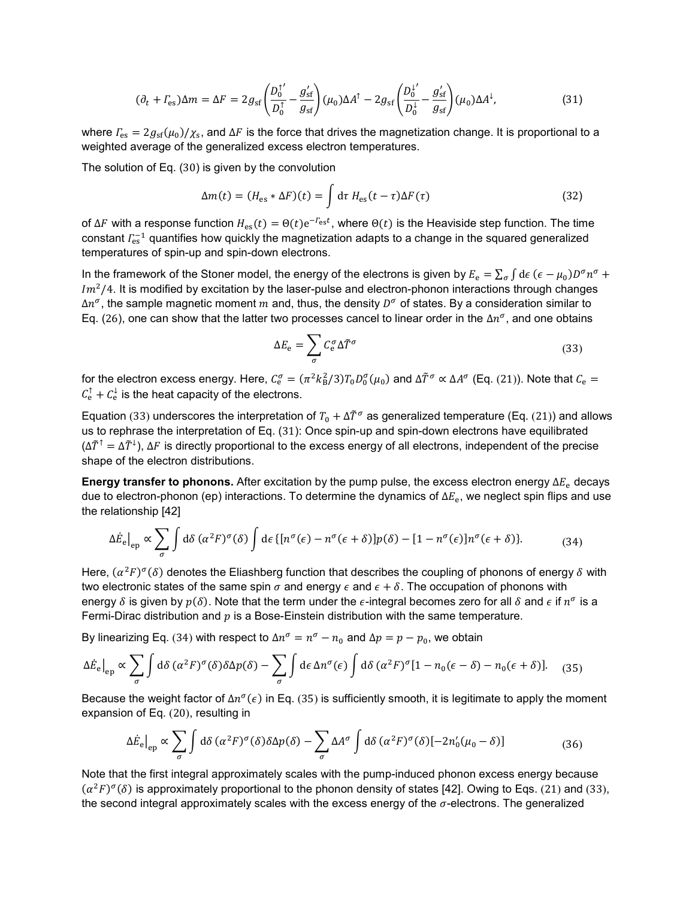$$(\partial_t + \Gamma_{\mathrm{es}})\Delta m = \Delta F = 2g_{\mathrm{sf}}\left(\frac{D_0^{\uparrow\prime}}{D_0^{\uparrow}} - \frac{g_{\mathrm{sf}}'}{g_{\mathrm{sf}}}\right)(\mu_0)\Delta A^{\uparrow} - 2g_{\mathrm{sf}}\left(\frac{D_0^{\downarrow\prime}}{D_0^{\downarrow}} - \frac{g_{\mathrm{sf}}'}{g_{\mathrm{sf}}}\right)(\mu_0)\Delta A^{\downarrow}, \tag{31}$$

where $\Gamma_{\mathrm{es}} = 2g_{\mathrm{sf}}(\mu_0)/\chi_{\mathrm{s}}$, and $\Delta F$ is the force that drives the magnetization change. It is proportional to a weighted average of the generalized excess electron temperatures.

The solution of Eq. (30) is given by the convolution

$$\Delta m(t) = (H_{\mathrm{es}} * \Delta F)(t) = \int \mathrm{d}\tau\, H_{\mathrm{es}}(t-\tau)\Delta F(\tau) \tag{32}$$

of $\Delta F$ with a response function $H_{\mathrm{es}}(t) = \Theta(t)\mathrm{e}^{-\Gamma_{\mathrm{es}}t}$, where $\Theta(t)$ is the Heaviside step function. The time constant $\Gamma_{\mathrm{es}}^{-1}$ quantifies how quickly the magnetization adapts to a change in the squared generalized temperatures of spin-up and spin-down electrons.

In the framework of the Stoner model, the energy of the electrons is given by $E_{\mathrm{e}} = \sum_\sigma \int \mathrm{d}\epsilon\, (\epsilon - \mu_0) D^\sigma n^\sigma + Im^2/4$. It is modified by excitation by the laser-pulse and electron-phonon interactions through changes $\Delta n^\sigma$, the sample magnetic moment $m$ and, thus, the density $D^\sigma$ of states. By a consideration similar to Eq. (26), one can show that the latter two processes cancel to linear order in the $\Delta n^\sigma$, and one obtains

$$\Delta E_{\mathrm{e}} = \sum_\sigma C_{\mathrm{e}}^\sigma \Delta\tilde{T}^\sigma \tag{33}$$

for the electron excess energy. Here, $C_{\mathrm{e}}^\sigma = (\pi^2 k_{\mathrm{B}}^2/3)T_0 D_0^\sigma(\mu_0)$ and $\Delta\tilde{T}^\sigma \propto \Delta A^\sigma$ (Eq. (21)). Note that $C_{\mathrm{e}} = C_{\mathrm{e}}^{\uparrow} + C_{\mathrm{e}}^{\downarrow}$ is the heat capacity of the electrons.

Equation (33) underscores the interpretation of $T_0 + \Delta\tilde{T}^\sigma$ as generalized temperature (Eq. (21)) and allows us to rephrase the interpretation of Eq. (31): Once spin-up and spin-down electrons have equilibrated ($\Delta\tilde{T}^{\uparrow} = \Delta\tilde{T}^{\downarrow}$), $\Delta F$ is directly proportional to the excess energy of all electrons, independent of the precise shape of the electron distributions.

**Energy transfer to phonons.** After excitation by the pump pulse, the excess electron energy $\Delta E_{\mathrm{e}}$ decays due to electron-phonon (ep) interactions. To determine the dynamics of $\Delta E_{\mathrm{e}}$, we neglect spin flips and use the relationship [42]

$$\Delta\dot{E}_{\mathrm{e}}\big|_{\mathrm{ep}} \propto \sum_\sigma \int \mathrm{d}\delta\, (\alpha^2 F)^\sigma(\delta) \int \mathrm{d}\epsilon\, \{[n^\sigma(\epsilon) - n^\sigma(\epsilon+\delta)]p(\delta) - [1 - n^\sigma(\epsilon)]n^\sigma(\epsilon+\delta)\}. \tag{34}$$

Here, $(\alpha^2 F)^\sigma(\delta)$ denotes the Eliashberg function that describes the coupling of phonons of energy $\delta$ with two electronic states of the same spin $\sigma$ and energy $\epsilon$ and $\epsilon + \delta$. The occupation of phonons with energy $\delta$ is given by $p(\delta)$. Note that the term under the $\epsilon$-integral becomes zero for all $\delta$ and $\epsilon$ if $n^\sigma$ is a Fermi-Dirac distribution and $p$ is a Bose-Einstein distribution with the same temperature.

By linearizing Eq. (34) with respect to $\Delta n^\sigma = n^\sigma - n_0$ and $\Delta p = p - p_0$, we obtain

$$\Delta\dot{E}_{\mathrm{e}}\big|_{\mathrm{ep}} \propto \sum_\sigma \int \mathrm{d}\delta\, (\alpha^2 F)^\sigma(\delta)\delta\Delta p(\delta) - \sum_\sigma \int \mathrm{d}\epsilon\, \Delta n^\sigma(\epsilon) \int \mathrm{d}\delta\, (\alpha^2 F)^\sigma[1 - n_0(\epsilon - \delta) - n_0(\epsilon + \delta)]. \tag{35}$$

Because the weight factor of $\Delta n^\sigma(\epsilon)$ in Eq. (35) is sufficiently smooth, it is legitimate to apply the moment expansion of Eq. (20), resulting in

$$\Delta\dot{E}_{\mathrm{e}}\big|_{\mathrm{ep}} \propto \sum_\sigma \int \mathrm{d}\delta\, (\alpha^2 F)^\sigma(\delta)\delta\Delta p(\delta) - \sum_\sigma \Delta A^\sigma \int \mathrm{d}\delta\, (\alpha^2 F)^\sigma(\delta)[-2n_0'(\mu_0 - \delta)] \tag{36}$$

Note that the first integral approximately scales with the pump-induced phonon excess energy because $(\alpha^2 F)^\sigma(\delta)$ is approximately proportional to the phonon density of states [42]. Owing to Eqs. (21) and (33), the second integral approximately scales with the excess energy of the $\sigma$-electrons. The generalized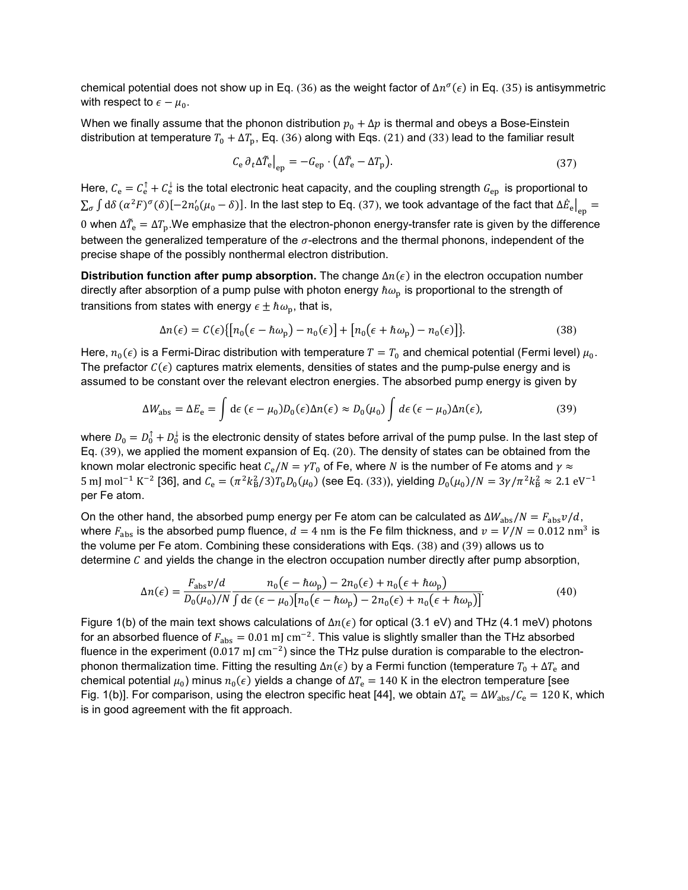chemical potential does not show up in Eq. (36) as the weight factor of $\Delta n^{\sigma}(\epsilon)$ in Eq. (35) is antisymmetric with respect to $\epsilon - \mu_0$.

When we finally assume that the phonon distribution $p_0 + \Delta p$ is thermal and obeys a Bose-Einstein distribution at temperature $T_0 + \Delta T_{\mathrm{p}}$, Eq. (36) along with Eqs. (21) and (33) lead to the familiar result

$$C_{\mathrm{e}}\, \partial_t \Delta \tilde{T}_{\mathrm{e}}\big|_{\mathrm{ep}} = -G_{\mathrm{ep}} \cdot \left(\Delta \tilde{T}_{\mathrm{e}} - \Delta T_{\mathrm{p}}\right). \tag{37}$$

Here, $C_{\mathrm{e}} = C_{\mathrm{e}}^{\uparrow} + C_{\mathrm{e}}^{\downarrow}$ is the total electronic heat capacity, and the coupling strength $G_{\mathrm{ep}}$ is proportional to $\sum_{\sigma} \int \mathrm{d}\delta\, (\alpha^2 F)^{\sigma}(\delta)[-2n_0'(\mu_0 - \delta)]$. In the last step to Eq. (37), we took advantage of the fact that $\Delta \dot{E}_{\mathrm{e}}\big|_{\mathrm{ep}} = 0$ when $\Delta \tilde{T}_{\mathrm{e}} = \Delta T_{\mathrm{p}}$. We emphasize that the electron-phonon energy-transfer rate is given by the difference between the generalized temperature of the $\sigma$-electrons and the thermal phonons, independent of the precise shape of the possibly nonthermal electron distribution.

**Distribution function after pump absorption.** The change $\Delta n(\epsilon)$ in the electron occupation number directly after absorption of a pump pulse with photon energy $\hbar\omega_{\mathrm{p}}$ is proportional to the strength of transitions from states with energy $\epsilon \pm \hbar\omega_{\mathrm{p}}$, that is,

$$\Delta n(\epsilon) = C(\epsilon)\left\{\left[n_0(\epsilon - \hbar\omega_{\mathrm{p}}) - n_0(\epsilon)\right] + \left[n_0(\epsilon + \hbar\omega_{\mathrm{p}}) - n_0(\epsilon)\right]\right\}. \tag{38}$$

Here, $n_0(\epsilon)$ is a Fermi-Dirac distribution with temperature $T = T_0$ and chemical potential (Fermi level) $\mu_0$. The prefactor $C(\epsilon)$ captures matrix elements, densities of states and the pump-pulse energy and is assumed to be constant over the relevant electron energies. The absorbed pump energy is given by

$$\Delta W_{\mathrm{abs}} = \Delta E_{\mathrm{e}} = \int \mathrm{d}\epsilon\, (\epsilon - \mu_0) D_0(\epsilon) \Delta n(\epsilon) \approx D_0(\mu_0) \int d\epsilon\, (\epsilon - \mu_0) \Delta n(\epsilon), \tag{39}$$

where $D_0 = D_0^{\uparrow} + D_0^{\downarrow}$ is the electronic density of states before arrival of the pump pulse. In the last step of Eq. (39), we applied the moment expansion of Eq. (20). The density of states can be obtained from the known molar electronic specific heat $C_{\mathrm{e}}/N = \gamma T_0$ of Fe, where $N$ is the number of Fe atoms and $\gamma \approx 5\ \mathrm{mJ\ mol^{-1}\ K^{-2}}$ [36], and $C_{\mathrm{e}} = (\pi^2 k_{\mathrm{B}}^2/3) T_0 D_0(\mu_0)$ (see Eq. (33)), yielding $D_0(\mu_0)/N = 3\gamma/\pi^2 k_{\mathrm{B}}^2 \approx 2.1\ \mathrm{eV^{-1}}$ per Fe atom.

On the other hand, the absorbed pump energy per Fe atom can be calculated as $\Delta W_{\mathrm{abs}}/N = F_{\mathrm{abs}} v/d$, where $F_{\mathrm{abs}}$ is the absorbed pump fluence, $d = 4\ \mathrm{nm}$ is the Fe film thickness, and $v = V/N = 0.012\ \mathrm{nm}^3$ is the volume per Fe atom. Combining these considerations with Eqs. (38) and (39) allows us to determine $C$ and yields the change in the electron occupation number directly after pump absorption,

$$\Delta n(\epsilon) = \frac{F_{\mathrm{abs}} v/d}{D_0(\mu_0)/N} \frac{n_0(\epsilon - \hbar\omega_{\mathrm{p}}) - 2n_0(\epsilon) + n_0(\epsilon + \hbar\omega_{\mathrm{p}})}{\int \mathrm{d}\epsilon\, (\epsilon - \mu_0)\left[n_0(\epsilon - \hbar\omega_{\mathrm{p}}) - 2n_0(\epsilon) + n_0(\epsilon + \hbar\omega_{\mathrm{p}})\right]}. \tag{40}$$

Figure 1(b) of the main text shows calculations of $\Delta n(\epsilon)$ for optical (3.1 eV) and THz (4.1 meV) photons for an absorbed fluence of $F_{\mathrm{abs}} = 0.01\ \mathrm{mJ\ cm^{-2}}$. This value is slightly smaller than the THz absorbed fluence in the experiment ($0.017\ \mathrm{mJ\ cm^{-2}}$) since the THz pulse duration is comparable to the electron-phonon thermalization time. Fitting the resulting $\Delta n(\epsilon)$ by a Fermi function (temperature $T_0 + \Delta T_{\mathrm{e}}$ and chemical potential $\mu_0$) minus $n_0(\epsilon)$ yields a change of $\Delta T_{\mathrm{e}} = 140\ \mathrm{K}$ in the electron temperature [see Fig. 1(b)]. For comparison, using the electron specific heat [44], we obtain $\Delta T_{\mathrm{e}} = \Delta W_{\mathrm{abs}}/C_{\mathrm{e}} = 120\ \mathrm{K}$, which is in good agreement with the fit approach.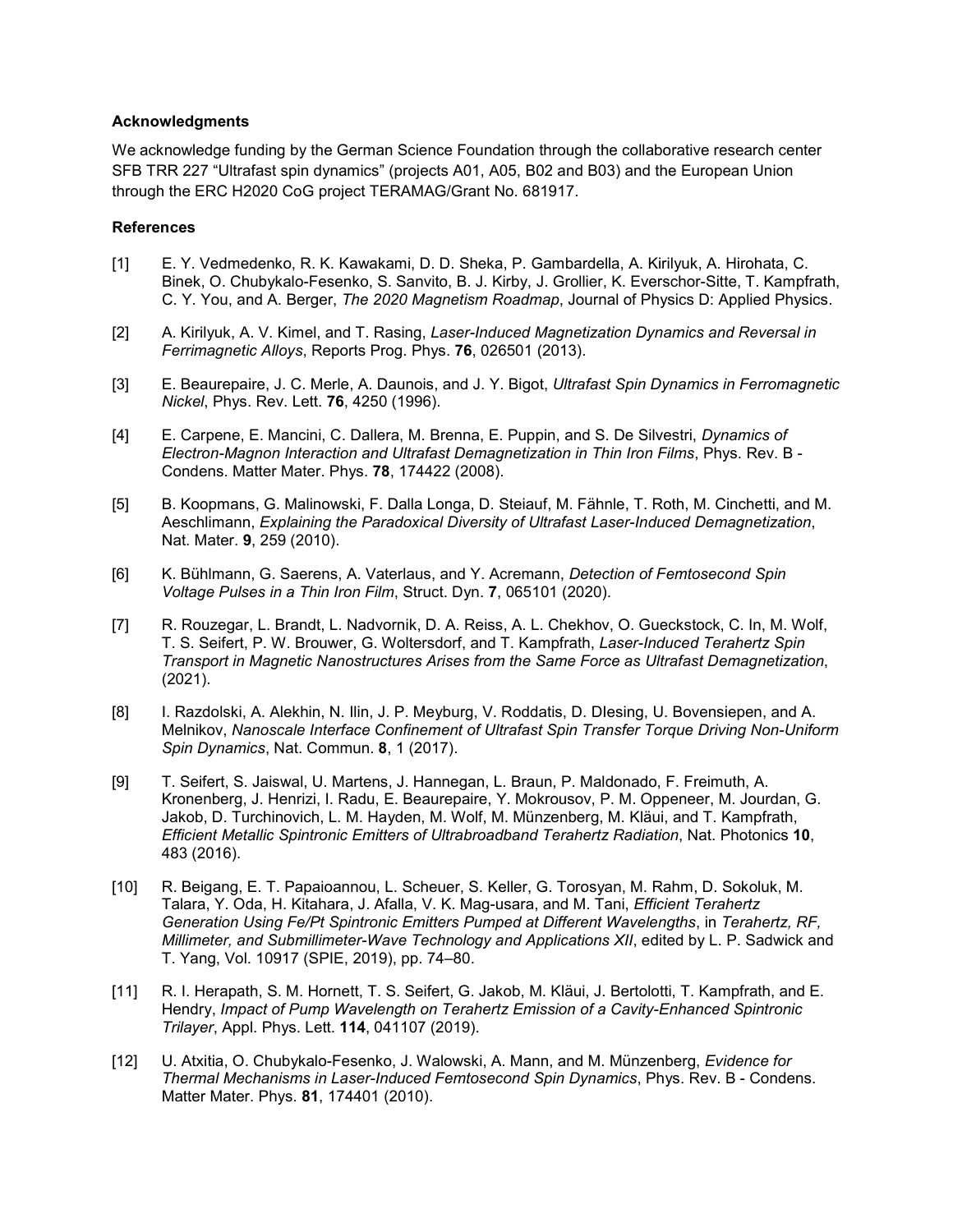## Acknowledgments

We acknowledge funding by the German Science Foundation through the collaborative research center SFB TRR 227 "Ultrafast spin dynamics" (projects A01, A05, B02 and B03) and the European Union through the ERC H2020 CoG project TERAMAG/Grant No. 681917.

## References

[1] E. Y. Vedmedenko, R. K. Kawakami, D. D. Sheka, P. Gambardella, A. Kirilyuk, A. Hirohata, C. Binek, O. Chubykalo-Fesenko, S. Sanvito, B. J. Kirby, J. Grollier, K. Everschor-Sitte, T. Kampfrath, C. Y. You, and A. Berger, *The 2020 Magnetism Roadmap*, Journal of Physics D: Applied Physics.

[2] A. Kirilyuk, A. V. Kimel, and T. Rasing, *Laser-Induced Magnetization Dynamics and Reversal in Ferrimagnetic Alloys*, Reports Prog. Phys. **76**, 026501 (2013).

[3] E. Beaurepaire, J. C. Merle, A. Daunois, and J. Y. Bigot, *Ultrafast Spin Dynamics in Ferromagnetic Nickel*, Phys. Rev. Lett. **76**, 4250 (1996).

[4] E. Carpene, E. Mancini, C. Dallera, M. Brenna, E. Puppin, and S. De Silvestri, *Dynamics of Electron-Magnon Interaction and Ultrafast Demagnetization in Thin Iron Films*, Phys. Rev. B - Condens. Matter Mater. Phys. **78**, 174422 (2008).

[5] B. Koopmans, G. Malinowski, F. Dalla Longa, D. Steiauf, M. Fähnle, T. Roth, M. Cinchetti, and M. Aeschlimann, *Explaining the Paradoxical Diversity of Ultrafast Laser-Induced Demagnetization*, Nat. Mater. **9**, 259 (2010).

[6] K. Bühlmann, G. Saerens, A. Vaterlaus, and Y. Acremann, *Detection of Femtosecond Spin Voltage Pulses in a Thin Iron Film*, Struct. Dyn. **7**, 065101 (2020).

[7] R. Rouzegar, L. Brandt, L. Nadvornik, D. A. Reiss, A. L. Chekhov, O. Gueckstock, C. In, M. Wolf, T. S. Seifert, P. W. Brouwer, G. Woltersdorf, and T. Kampfrath, *Laser-Induced Terahertz Spin Transport in Magnetic Nanostructures Arises from the Same Force as Ultrafast Demagnetization*, (2021).

[8] I. Razdolski, A. Alekhin, N. Ilin, J. P. Meyburg, V. Roddatis, D. Dlesing, U. Bovensiepen, and A. Melnikov, *Nanoscale Interface Confinement of Ultrafast Spin Transfer Torque Driving Non-Uniform Spin Dynamics*, Nat. Commun. **8**, 1 (2017).

[9] T. Seifert, S. Jaiswal, U. Martens, J. Hannegan, L. Braun, P. Maldonado, F. Freimuth, A. Kronenberg, J. Henrizi, I. Radu, E. Beaurepaire, Y. Mokrousov, P. M. Oppeneer, M. Jourdan, G. Jakob, D. Turchinovich, L. M. Hayden, M. Wolf, M. Münzenberg, M. Kläui, and T. Kampfrath, *Efficient Metallic Spintronic Emitters of Ultrabroadband Terahertz Radiation*, Nat. Photonics **10**, 483 (2016).

[10] R. Beigang, E. T. Papaioannou, L. Scheuer, S. Keller, G. Torosyan, M. Rahm, D. Sokoluk, M. Talara, Y. Oda, H. Kitahara, J. Afalla, V. K. Mag-usara, and M. Tani, *Efficient Terahertz Generation Using Fe/Pt Spintronic Emitters Pumped at Different Wavelengths*, in *Terahertz, RF, Millimeter, and Submillimeter-Wave Technology and Applications XII*, edited by L. P. Sadwick and T. Yang, Vol. 10917 (SPIE, 2019), pp. 74–80.

[11] R. I. Herapath, S. M. Hornett, T. S. Seifert, G. Jakob, M. Kläui, J. Bertolotti, T. Kampfrath, and E. Hendry, *Impact of Pump Wavelength on Terahertz Emission of a Cavity-Enhanced Spintronic Trilayer*, Appl. Phys. Lett. **114**, 041107 (2019).

[12] U. Atxitia, O. Chubykalo-Fesenko, J. Walowski, A. Mann, and M. Münzenberg, *Evidence for Thermal Mechanisms in Laser-Induced Femtosecond Spin Dynamics*, Phys. Rev. B - Condens. Matter Mater. Phys. **81**, 174401 (2010).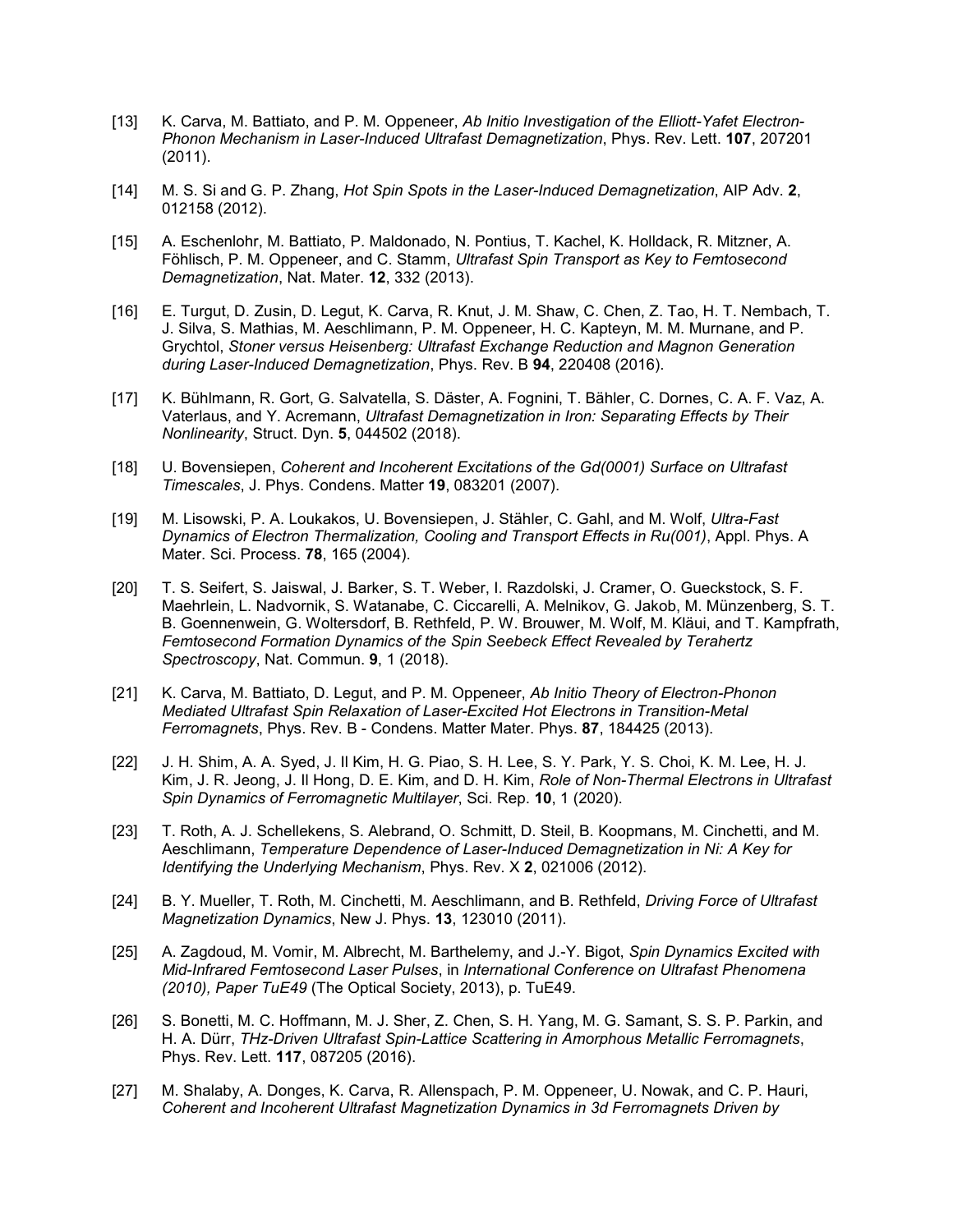[13] K. Carva, M. Battiato, and P. M. Oppeneer, *Ab Initio Investigation of the Elliott-Yafet Electron-Phonon Mechanism in Laser-Induced Ultrafast Demagnetization*, Phys. Rev. Lett. **107**, 207201 (2011).

[14] M. S. Si and G. P. Zhang, *Hot Spin Spots in the Laser-Induced Demagnetization*, AIP Adv. **2**, 012158 (2012).

[15] A. Eschenlohr, M. Battiato, P. Maldonado, N. Pontius, T. Kachel, K. Holldack, R. Mitzner, A. Föhlisch, P. M. Oppeneer, and C. Stamm, *Ultrafast Spin Transport as Key to Femtosecond Demagnetization*, Nat. Mater. **12**, 332 (2013).

[16] E. Turgut, D. Zusin, D. Legut, K. Carva, R. Knut, J. M. Shaw, C. Chen, Z. Tao, H. T. Nembach, T. J. Silva, S. Mathias, M. Aeschlimann, P. M. Oppeneer, H. C. Kapteyn, M. M. Murnane, and P. Grychtol, *Stoner versus Heisenberg: Ultrafast Exchange Reduction and Magnon Generation during Laser-Induced Demagnetization*, Phys. Rev. B **94**, 220408 (2016).

[17] K. Bühlmann, R. Gort, G. Salvatella, S. Däster, A. Fognini, T. Bähler, C. Dornes, C. A. F. Vaz, A. Vaterlaus, and Y. Acremann, *Ultrafast Demagnetization in Iron: Separating Effects by Their Nonlinearity*, Struct. Dyn. **5**, 044502 (2018).

[18] U. Bovensiepen, *Coherent and Incoherent Excitations of the Gd(0001) Surface on Ultrafast Timescales*, J. Phys. Condens. Matter **19**, 083201 (2007).

[19] M. Lisowski, P. A. Loukakos, U. Bovensiepen, J. Stähler, C. Gahl, and M. Wolf, *Ultra-Fast Dynamics of Electron Thermalization, Cooling and Transport Effects in Ru(001)*, Appl. Phys. A Mater. Sci. Process. **78**, 165 (2004).

[20] T. S. Seifert, S. Jaiswal, J. Barker, S. T. Weber, I. Razdolski, J. Cramer, O. Gueckstock, S. F. Maehrlein, L. Nadvornik, S. Watanabe, C. Ciccarelli, A. Melnikov, G. Jakob, M. Münzenberg, S. T. B. Goennenwein, G. Woltersdorf, B. Rethfeld, P. W. Brouwer, M. Wolf, M. Kläui, and T. Kampfrath, *Femtosecond Formation Dynamics of the Spin Seebeck Effect Revealed by Terahertz Spectroscopy*, Nat. Commun. **9**, 1 (2018).

[21] K. Carva, M. Battiato, D. Legut, and P. M. Oppeneer, *Ab Initio Theory of Electron-Phonon Mediated Ultrafast Spin Relaxation of Laser-Excited Hot Electrons in Transition-Metal Ferromagnets*, Phys. Rev. B - Condens. Matter Mater. Phys. **87**, 184425 (2013).

[22] J. H. Shim, A. A. Syed, J. Il Kim, H. G. Piao, S. H. Lee, S. Y. Park, Y. S. Choi, K. M. Lee, H. J. Kim, J. R. Jeong, J. Il Hong, D. E. Kim, and D. H. Kim, *Role of Non-Thermal Electrons in Ultrafast Spin Dynamics of Ferromagnetic Multilayer*, Sci. Rep. **10**, 1 (2020).

[23] T. Roth, A. J. Schellekens, S. Alebrand, O. Schmitt, D. Steil, B. Koopmans, M. Cinchetti, and M. Aeschlimann, *Temperature Dependence of Laser-Induced Demagnetization in Ni: A Key for Identifying the Underlying Mechanism*, Phys. Rev. X **2**, 021006 (2012).

[24] B. Y. Mueller, T. Roth, M. Cinchetti, M. Aeschlimann, and B. Rethfeld, *Driving Force of Ultrafast Magnetization Dynamics*, New J. Phys. **13**, 123010 (2011).

[25] A. Zagdoud, M. Vomir, M. Albrecht, M. Barthelemy, and J.-Y. Bigot, *Spin Dynamics Excited with Mid-Infrared Femtosecond Laser Pulses*, in *International Conference on Ultrafast Phenomena (2010), Paper TuE49* (The Optical Society, 2013), p. TuE49.

[26] S. Bonetti, M. C. Hoffmann, M. J. Sher, Z. Chen, S. H. Yang, M. G. Samant, S. S. P. Parkin, and H. A. Dürr, *THz-Driven Ultrafast Spin-Lattice Scattering in Amorphous Metallic Ferromagnets*, Phys. Rev. Lett. **117**, 087205 (2016).

[27] M. Shalaby, A. Donges, K. Carva, R. Allenspach, P. M. Oppeneer, U. Nowak, and C. P. Hauri, *Coherent and Incoherent Ultrafast Magnetization Dynamics in 3d Ferromagnets Driven by*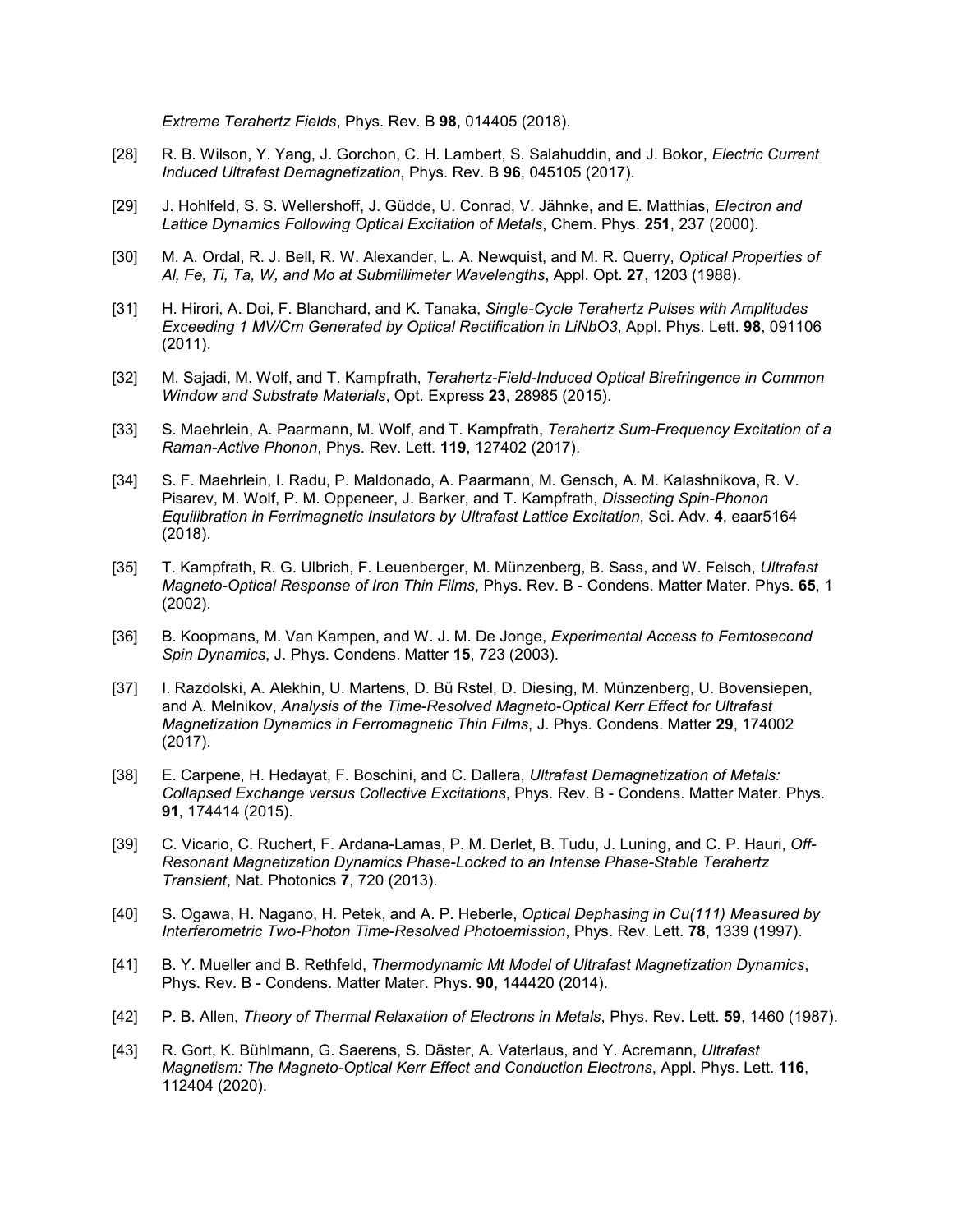*Extreme Terahertz Fields*, Phys. Rev. B **98**, 014405 (2018).

[28] R. B. Wilson, Y. Yang, J. Gorchon, C. H. Lambert, S. Salahuddin, and J. Bokor, *Electric Current Induced Ultrafast Demagnetization*, Phys. Rev. B **96**, 045105 (2017).

[29] J. Hohlfeld, S. S. Wellershoff, J. Güdde, U. Conrad, V. Jähnke, and E. Matthias, *Electron and Lattice Dynamics Following Optical Excitation of Metals*, Chem. Phys. **251**, 237 (2000).

[30] M. A. Ordal, R. J. Bell, R. W. Alexander, L. A. Newquist, and M. R. Querry, *Optical Properties of Al, Fe, Ti, Ta, W, and Mo at Submillimeter Wavelengths*, Appl. Opt. **27**, 1203 (1988).

[31] H. Hirori, A. Doi, F. Blanchard, and K. Tanaka, *Single-Cycle Terahertz Pulses with Amplitudes Exceeding 1 MV/Cm Generated by Optical Rectification in LiNbO3*, Appl. Phys. Lett. **98**, 091106 (2011).

[32] M. Sajadi, M. Wolf, and T. Kampfrath, *Terahertz-Field-Induced Optical Birefringence in Common Window and Substrate Materials*, Opt. Express **23**, 28985 (2015).

[33] S. Maehrlein, A. Paarmann, M. Wolf, and T. Kampfrath, *Terahertz Sum-Frequency Excitation of a Raman-Active Phonon*, Phys. Rev. Lett. **119**, 127402 (2017).

[34] S. F. Maehrlein, I. Radu, P. Maldonado, A. Paarmann, M. Gensch, A. M. Kalashnikova, R. V. Pisarev, M. Wolf, P. M. Oppeneer, J. Barker, and T. Kampfrath, *Dissecting Spin-Phonon Equilibration in Ferrimagnetic Insulators by Ultrafast Lattice Excitation*, Sci. Adv. **4**, eaar5164 (2018).

[35] T. Kampfrath, R. G. Ulbrich, F. Leuenberger, M. Münzenberg, B. Sass, and W. Felsch, *Ultrafast Magneto-Optical Response of Iron Thin Films*, Phys. Rev. B - Condens. Matter Mater. Phys. **65**, 1 (2002).

[36] B. Koopmans, M. Van Kampen, and W. J. M. De Jonge, *Experimental Access to Femtosecond Spin Dynamics*, J. Phys. Condens. Matter **15**, 723 (2003).

[37] I. Razdolski, A. Alekhin, U. Martens, D. Bü Rstel, D. Diesing, M. Münzenberg, U. Bovensiepen, and A. Melnikov, *Analysis of the Time-Resolved Magneto-Optical Kerr Effect for Ultrafast Magnetization Dynamics in Ferromagnetic Thin Films*, J. Phys. Condens. Matter **29**, 174002 (2017).

[38] E. Carpene, H. Hedayat, F. Boschini, and C. Dallera, *Ultrafast Demagnetization of Metals: Collapsed Exchange versus Collective Excitations*, Phys. Rev. B - Condens. Matter Mater. Phys. **91**, 174414 (2015).

[39] C. Vicario, C. Ruchert, F. Ardana-Lamas, P. M. Derlet, B. Tudu, J. Luning, and C. P. Hauri, *Off-Resonant Magnetization Dynamics Phase-Locked to an Intense Phase-Stable Terahertz Transient*, Nat. Photonics **7**, 720 (2013).

[40] S. Ogawa, H. Nagano, H. Petek, and A. P. Heberle, *Optical Dephasing in Cu(111) Measured by Interferometric Two-Photon Time-Resolved Photoemission*, Phys. Rev. Lett. **78**, 1339 (1997).

[41] B. Y. Mueller and B. Rethfeld, *Thermodynamic Mt Model of Ultrafast Magnetization Dynamics*, Phys. Rev. B - Condens. Matter Mater. Phys. **90**, 144420 (2014).

[42] P. B. Allen, *Theory of Thermal Relaxation of Electrons in Metals*, Phys. Rev. Lett. **59**, 1460 (1987).

[43] R. Gort, K. Bühlmann, G. Saerens, S. Däster, A. Vaterlaus, and Y. Acremann, *Ultrafast Magnetism: The Magneto-Optical Kerr Effect and Conduction Electrons*, Appl. Phys. Lett. **116**, 112404 (2020).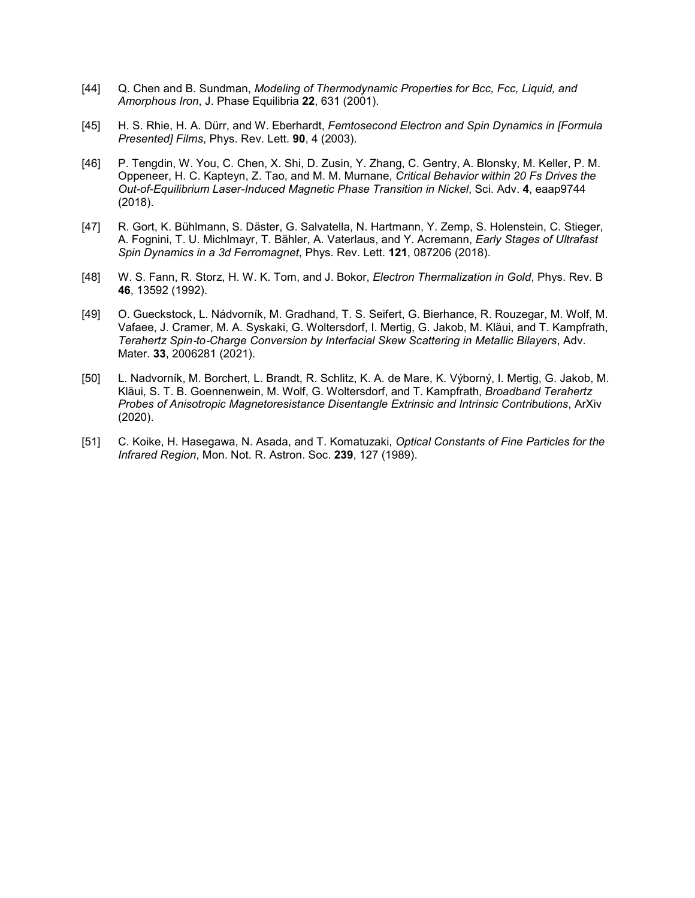[44] Q. Chen and B. Sundman, *Modeling of Thermodynamic Properties for Bcc, Fcc, Liquid, and Amorphous Iron*, J. Phase Equilibria **22**, 631 (2001).

[45] H. S. Rhie, H. A. Dürr, and W. Eberhardt, *Femtosecond Electron and Spin Dynamics in [Formula Presented] Films*, Phys. Rev. Lett. **90**, 4 (2003).

[46] P. Tengdin, W. You, C. Chen, X. Shi, D. Zusin, Y. Zhang, C. Gentry, A. Blonsky, M. Keller, P. M. Oppeneer, H. C. Kapteyn, Z. Tao, and M. M. Murnane, *Critical Behavior within 20 Fs Drives the Out-of-Equilibrium Laser-Induced Magnetic Phase Transition in Nickel*, Sci. Adv. **4**, eaap9744 (2018).

[47] R. Gort, K. Bühlmann, S. Däster, G. Salvatella, N. Hartmann, Y. Zemp, S. Holenstein, C. Stieger, A. Fognini, T. U. Michlmayr, T. Bähler, A. Vaterlaus, and Y. Acremann, *Early Stages of Ultrafast Spin Dynamics in a 3d Ferromagnet*, Phys. Rev. Lett. **121**, 087206 (2018).

[48] W. S. Fann, R. Storz, H. W. K. Tom, and J. Bokor, *Electron Thermalization in Gold*, Phys. Rev. B **46**, 13592 (1992).

[49] O. Gueckstock, L. Nádvorník, M. Gradhand, T. S. Seifert, G. Bierhance, R. Rouzegar, M. Wolf, M. Vafaee, J. Cramer, M. A. Syskaki, G. Woltersdorf, I. Mertig, G. Jakob, M. Kläui, and T. Kampfrath, *Terahertz Spin-to-Charge Conversion by Interfacial Skew Scattering in Metallic Bilayers*, Adv. Mater. **33**, 2006281 (2021).

[50] L. Nadvorník, M. Borchert, L. Brandt, R. Schlitz, K. A. de Mare, K. Výborný, I. Mertig, G. Jakob, M. Kläui, S. T. B. Goennenwein, M. Wolf, G. Woltersdorf, and T. Kampfrath, *Broadband Terahertz Probes of Anisotropic Magnetoresistance Disentangle Extrinsic and Intrinsic Contributions*, ArXiv (2020).

[51] C. Koike, H. Hasegawa, N. Asada, and T. Komatuzaki, *Optical Constants of Fine Particles for the Infrared Region*, Mon. Not. R. Astron. Soc. **239**, 127 (1989).